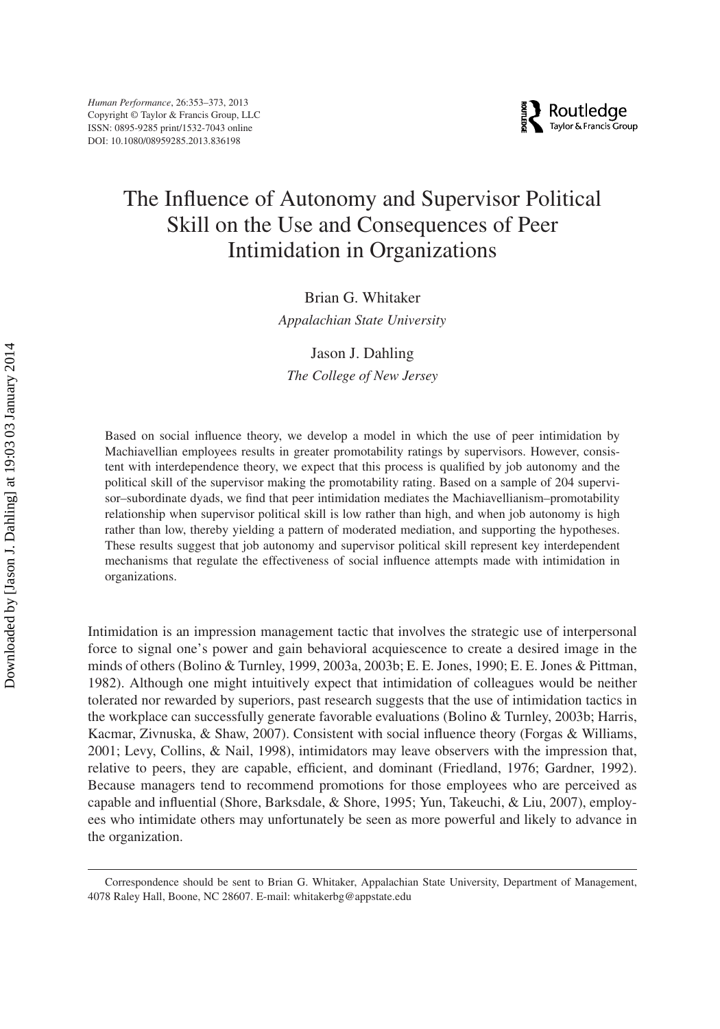# The Influence of Autonomy and Supervisor Political Skill on the Use and Consequences of Peer Intimidation in Organizations

Brian G. Whitaker
*Appalachian State University*

Jason J. Dahling
*The College of New Jersey*

Based on social influence theory, we develop a model in which the use of peer intimidation by Machiavellian employees results in greater promotability ratings by supervisors. However, consistent with interdependence theory, we expect that this process is qualified by job autonomy and the political skill of the supervisor making the promotability rating. Based on a sample of 204 supervisor–subordinate dyads, we find that peer intimidation mediates the Machiavellianism–promotability relationship when supervisor political skill is low rather than high, and when job autonomy is high rather than low, thereby yielding a pattern of moderated mediation, and supporting the hypotheses. These results suggest that job autonomy and supervisor political skill represent key interdependent mechanisms that regulate the effectiveness of social influence attempts made with intimidation in organizations.

Intimidation is an impression management tactic that involves the strategic use of interpersonal force to signal one's power and gain behavioral acquiescence to create a desired image in the minds of others (Bolino & Turnley, 1999, 2003a, 2003b; E. E. Jones, 1990; E. E. Jones & Pittman, 1982). Although one might intuitively expect that intimidation of colleagues would be neither tolerated nor rewarded by superiors, past research suggests that the use of intimidation tactics in the workplace can successfully generate favorable evaluations (Bolino & Turnley, 2003b; Harris, Kacmar, Zivnuska, & Shaw, 2007). Consistent with social influence theory (Forgas & Williams, 2001; Levy, Collins, & Nail, 1998), intimidators may leave observers with the impression that, relative to peers, they are capable, efficient, and dominant (Friedland, 1976; Gardner, 1992). Because managers tend to recommend promotions for those employees who are perceived as capable and influential (Shore, Barksdale, & Shore, 1995; Yun, Takeuchi, & Liu, 2007), employees who intimidate others may unfortunately be seen as more powerful and likely to advance in the organization.

Correspondence should be sent to Brian G. Whitaker, Appalachian State University, Department of Management, 4078 Raley Hall, Boone, NC 28607. E-mail: whitakerbg@appstate.edu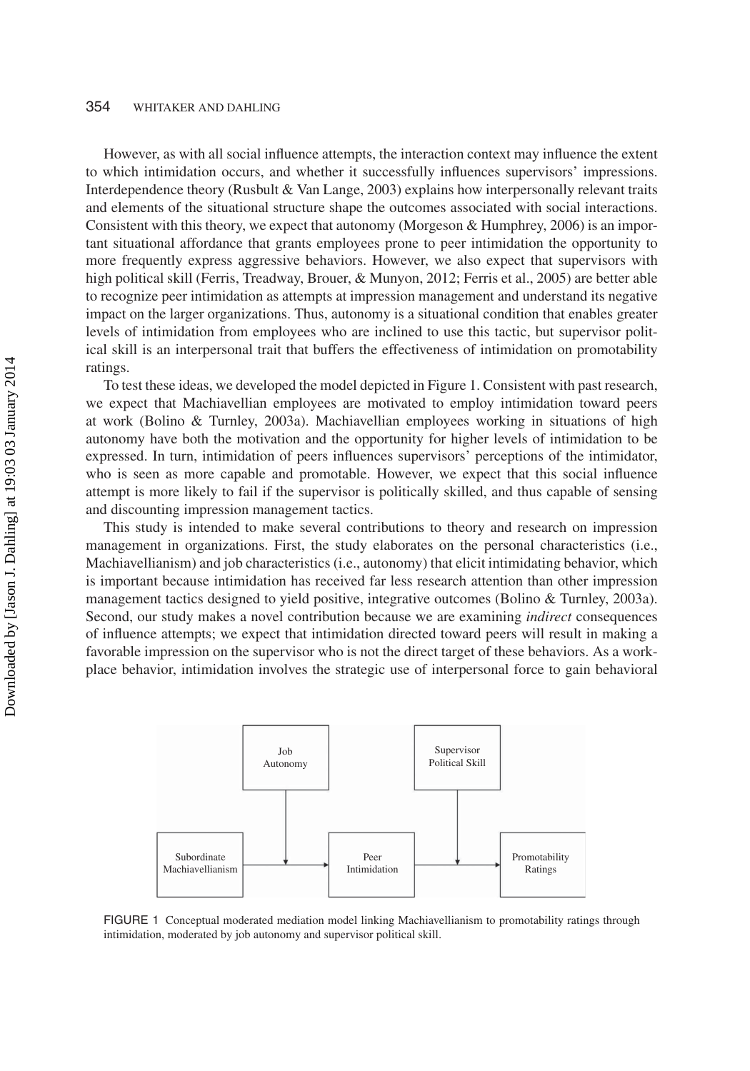However, as with all social influence attempts, the interaction context may influence the extent to which intimidation occurs, and whether it successfully influences supervisors' impressions. Interdependence theory (Rusbult & Van Lange, 2003) explains how interpersonally relevant traits and elements of the situational structure shape the outcomes associated with social interactions. Consistent with this theory, we expect that autonomy (Morgeson & Humphrey, 2006) is an important situational affordance that grants employees prone to peer intimidation the opportunity to more frequently express aggressive behaviors. However, we also expect that supervisors with high political skill (Ferris, Treadway, Brouer, & Munyon, 2012; Ferris et al., 2005) are better able to recognize peer intimidation as attempts at impression management and understand its negative impact on the larger organizations. Thus, autonomy is a situational condition that enables greater levels of intimidation from employees who are inclined to use this tactic, but supervisor political skill is an interpersonal trait that buffers the effectiveness of intimidation on promotability ratings.

To test these ideas, we developed the model depicted in Figure 1. Consistent with past research, we expect that Machiavellian employees are motivated to employ intimidation toward peers at work (Bolino & Turnley, 2003a). Machiavellian employees working in situations of high autonomy have both the motivation and the opportunity for higher levels of intimidation to be expressed. In turn, intimidation of peers influences supervisors' perceptions of the intimidator, who is seen as more capable and promotable. However, we expect that this social influence attempt is more likely to fail if the supervisor is politically skilled, and thus capable of sensing and discounting impression management tactics.

This study is intended to make several contributions to theory and research on impression management in organizations. First, the study elaborates on the personal characteristics (i.e., Machiavellianism) and job characteristics (i.e., autonomy) that elicit intimidating behavior, which is important because intimidation has received far less research attention than other impression management tactics designed to yield positive, integrative outcomes (Bolino & Turnley, 2003a). Second, our study makes a novel contribution because we are examining *indirect* consequences of influence attempts; we expect that intimidation directed toward peers will result in making a favorable impression on the supervisor who is not the direct target of these behaviors. As a workplace behavior, intimidation involves the strategic use of interpersonal force to gain behavioral

FIGURE 1 Conceptual moderated mediation model linking Machiavellianism to promotability ratings through intimidation, moderated by job autonomy and supervisor political skill.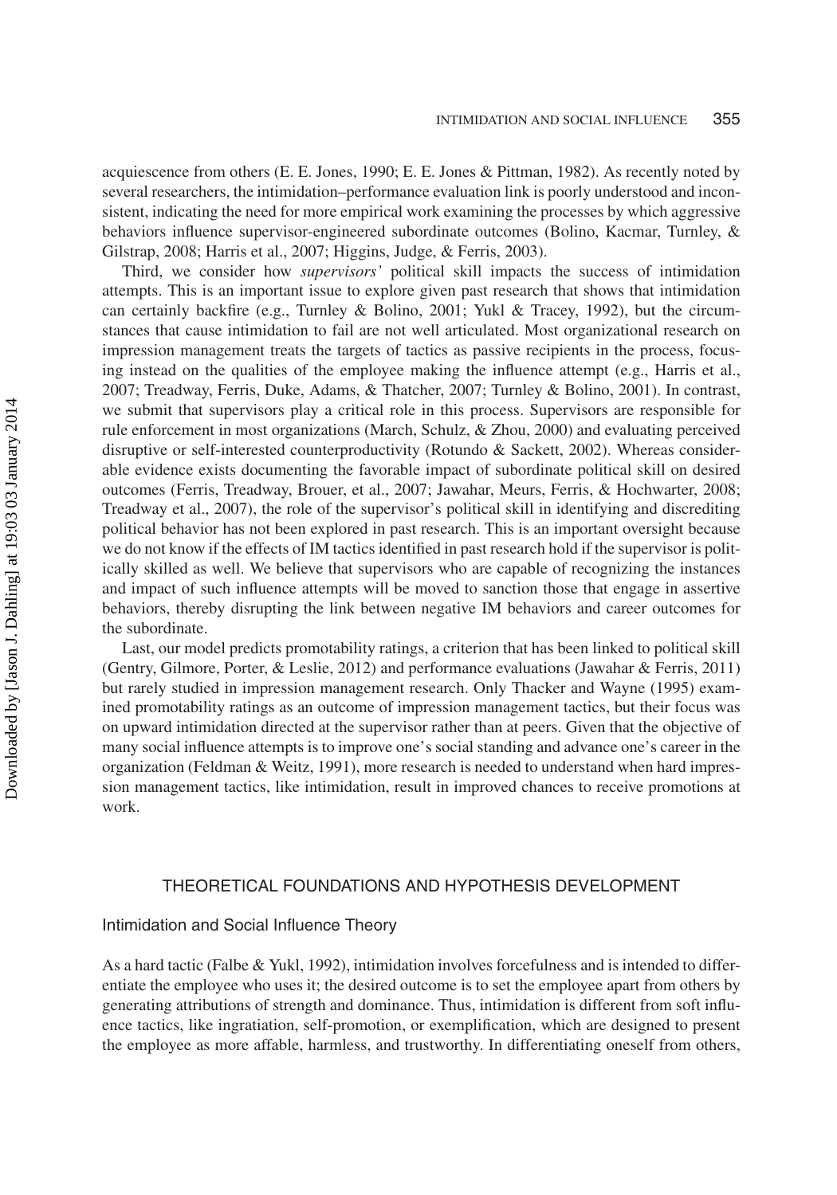acquiescence from others (E. E. Jones, 1990; E. E. Jones & Pittman, 1982). As recently noted by several researchers, the intimidation–performance evaluation link is poorly understood and inconsistent, indicating the need for more empirical work examining the processes by which aggressive behaviors influence supervisor-engineered subordinate outcomes (Bolino, Kacmar, Turnley, & Gilstrap, 2008; Harris et al., 2007; Higgins, Judge, & Ferris, 2003).

Third, we consider how *supervisors'* political skill impacts the success of intimidation attempts. This is an important issue to explore given past research that shows that intimidation can certainly backfire (e.g., Turnley & Bolino, 2001; Yukl & Tracey, 1992), but the circumstances that cause intimidation to fail are not well articulated. Most organizational research on impression management treats the targets of tactics as passive recipients in the process, focusing instead on the qualities of the employee making the influence attempt (e.g., Harris et al., 2007; Treadway, Ferris, Duke, Adams, & Thatcher, 2007; Turnley & Bolino, 2001). In contrast, we submit that supervisors play a critical role in this process. Supervisors are responsible for rule enforcement in most organizations (March, Schulz, & Zhou, 2000) and evaluating perceived disruptive or self-interested counterproductivity (Rotundo & Sackett, 2002). Whereas considerable evidence exists documenting the favorable impact of subordinate political skill on desired outcomes (Ferris, Treadway, Brouer, et al., 2007; Jawahar, Meurs, Ferris, & Hochwarter, 2008; Treadway et al., 2007), the role of the supervisor's political skill in identifying and discrediting political behavior has not been explored in past research. This is an important oversight because we do not know if the effects of IM tactics identified in past research hold if the supervisor is politically skilled as well. We believe that supervisors who are capable of recognizing the instances and impact of such influence attempts will be moved to sanction those that engage in assertive behaviors, thereby disrupting the link between negative IM behaviors and career outcomes for the subordinate.

Last, our model predicts promotability ratings, a criterion that has been linked to political skill (Gentry, Gilmore, Porter, & Leslie, 2012) and performance evaluations (Jawahar & Ferris, 2011) but rarely studied in impression management research. Only Thacker and Wayne (1995) examined promotability ratings as an outcome of impression management tactics, but their focus was on upward intimidation directed at the supervisor rather than at peers. Given that the objective of many social influence attempts is to improve one's social standing and advance one's career in the organization (Feldman & Weitz, 1991), more research is needed to understand when hard impression management tactics, like intimidation, result in improved chances to receive promotions at work.

## THEORETICAL FOUNDATIONS AND HYPOTHESIS DEVELOPMENT

### Intimidation and Social Influence Theory

As a hard tactic (Falbe & Yukl, 1992), intimidation involves forcefulness and is intended to differentiate the employee who uses it; the desired outcome is to set the employee apart from others by generating attributions of strength and dominance. Thus, intimidation is different from soft influence tactics, like ingratiation, self-promotion, or exemplification, which are designed to present the employee as more affable, harmless, and trustworthy. In differentiating oneself from others,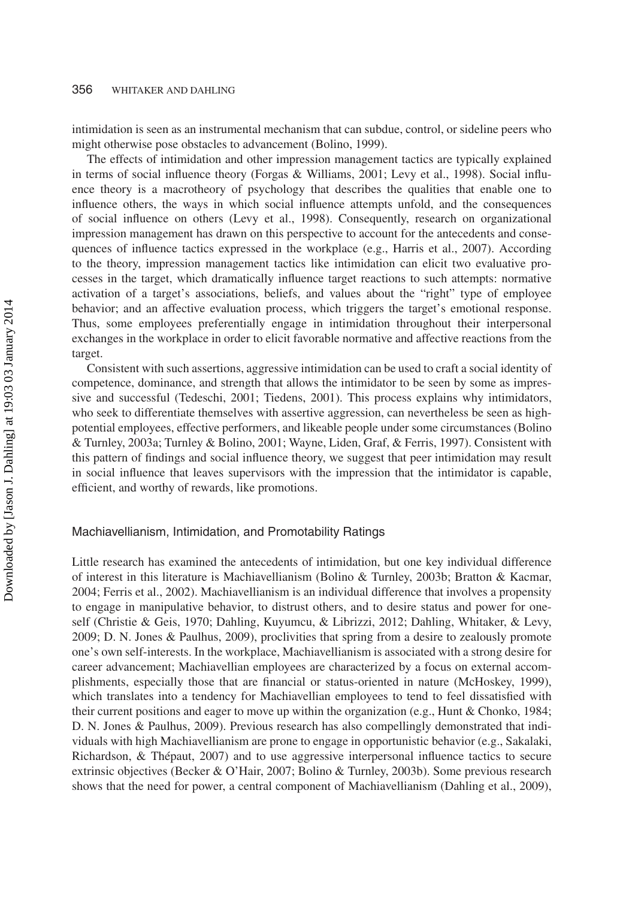intimidation is seen as an instrumental mechanism that can subdue, control, or sideline peers who might otherwise pose obstacles to advancement (Bolino, 1999).

The effects of intimidation and other impression management tactics are typically explained in terms of social influence theory (Forgas & Williams, 2001; Levy et al., 1998). Social influence theory is a macrotheory of psychology that describes the qualities that enable one to influence others, the ways in which social influence attempts unfold, and the consequences of social influence on others (Levy et al., 1998). Consequently, research on organizational impression management has drawn on this perspective to account for the antecedents and consequences of influence tactics expressed in the workplace (e.g., Harris et al., 2007). According to the theory, impression management tactics like intimidation can elicit two evaluative processes in the target, which dramatically influence target reactions to such attempts: normative activation of a target's associations, beliefs, and values about the "right" type of employee behavior; and an affective evaluation process, which triggers the target's emotional response. Thus, some employees preferentially engage in intimidation throughout their interpersonal exchanges in the workplace in order to elicit favorable normative and affective reactions from the target.

Consistent with such assertions, aggressive intimidation can be used to craft a social identity of competence, dominance, and strength that allows the intimidator to be seen by some as impressive and successful (Tedeschi, 2001; Tiedens, 2001). This process explains why intimidators, who seek to differentiate themselves with assertive aggression, can nevertheless be seen as high-potential employees, effective performers, and likeable people under some circumstances (Bolino & Turnley, 2003a; Turnley & Bolino, 2001; Wayne, Liden, Graf, & Ferris, 1997). Consistent with this pattern of findings and social influence theory, we suggest that peer intimidation may result in social influence that leaves supervisors with the impression that the intimidator is capable, efficient, and worthy of rewards, like promotions.

## Machiavellianism, Intimidation, and Promotability Ratings

Little research has examined the antecedents of intimidation, but one key individual difference of interest in this literature is Machiavellianism (Bolino & Turnley, 2003b; Bratton & Kacmar, 2004; Ferris et al., 2002). Machiavellianism is an individual difference that involves a propensity to engage in manipulative behavior, to distrust others, and to desire status and power for oneself (Christie & Geis, 1970; Dahling, Kuyumcu, & Librizzi, 2012; Dahling, Whitaker, & Levy, 2009; D. N. Jones & Paulhus, 2009), proclivities that spring from a desire to zealously promote one's own self-interests. In the workplace, Machiavellianism is associated with a strong desire for career advancement; Machiavellian employees are characterized by a focus on external accomplishments, especially those that are financial or status-oriented in nature (McHoskey, 1999), which translates into a tendency for Machiavellian employees to tend to feel dissatisfied with their current positions and eager to move up within the organization (e.g., Hunt & Chonko, 1984; D. N. Jones & Paulhus, 2009). Previous research has also compellingly demonstrated that individuals with high Machiavellianism are prone to engage in opportunistic behavior (e.g., Sakalaki, Richardson, & Thépaut, 2007) and to use aggressive interpersonal influence tactics to secure extrinsic objectives (Becker & O'Hair, 2007; Bolino & Turnley, 2003b). Some previous research shows that the need for power, a central component of Machiavellianism (Dahling et al., 2009),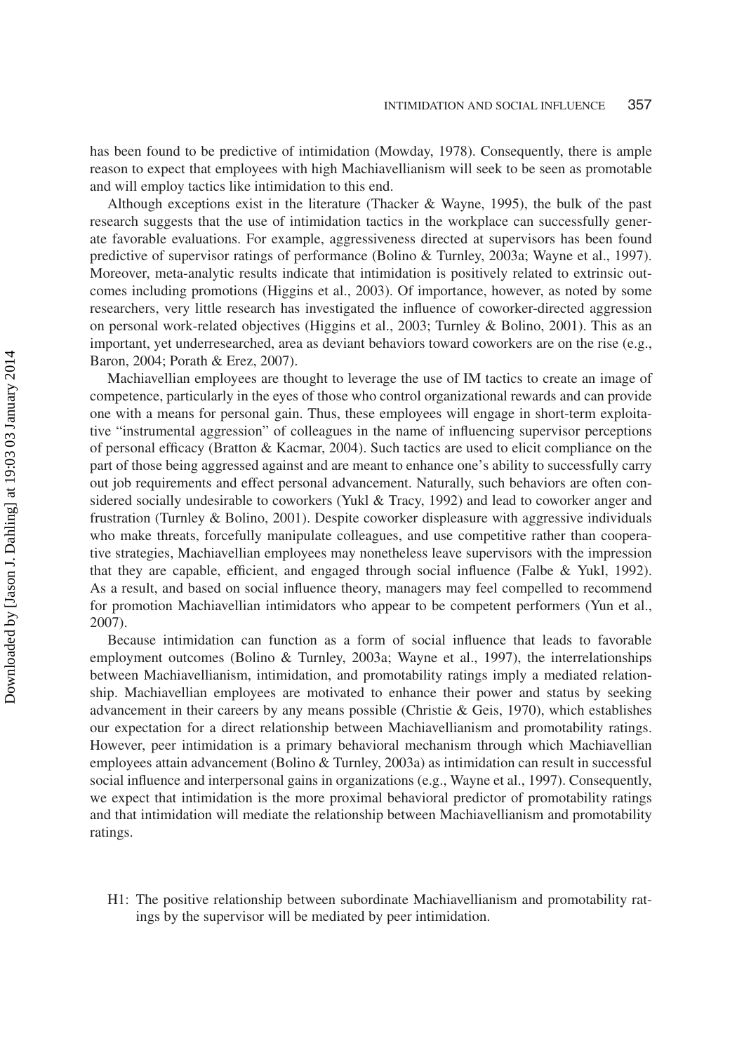has been found to be predictive of intimidation (Mowday, 1978). Consequently, there is ample reason to expect that employees with high Machiavellianism will seek to be seen as promotable and will employ tactics like intimidation to this end.

Although exceptions exist in the literature (Thacker & Wayne, 1995), the bulk of the past research suggests that the use of intimidation tactics in the workplace can successfully generate favorable evaluations. For example, aggressiveness directed at supervisors has been found predictive of supervisor ratings of performance (Bolino & Turnley, 2003a; Wayne et al., 1997). Moreover, meta-analytic results indicate that intimidation is positively related to extrinsic outcomes including promotions (Higgins et al., 2003). Of importance, however, as noted by some researchers, very little research has investigated the influence of coworker-directed aggression on personal work-related objectives (Higgins et al., 2003; Turnley & Bolino, 2001). This as an important, yet underresearched, area as deviant behaviors toward coworkers are on the rise (e.g., Baron, 2004; Porath & Erez, 2007).

Machiavellian employees are thought to leverage the use of IM tactics to create an image of competence, particularly in the eyes of those who control organizational rewards and can provide one with a means for personal gain. Thus, these employees will engage in short-term exploitative "instrumental aggression" of colleagues in the name of influencing supervisor perceptions of personal efficacy (Bratton & Kacmar, 2004). Such tactics are used to elicit compliance on the part of those being aggressed against and are meant to enhance one's ability to successfully carry out job requirements and effect personal advancement. Naturally, such behaviors are often considered socially undesirable to coworkers (Yukl & Tracy, 1992) and lead to coworker anger and frustration (Turnley & Bolino, 2001). Despite coworker displeasure with aggressive individuals who make threats, forcefully manipulate colleagues, and use competitive rather than cooperative strategies, Machiavellian employees may nonetheless leave supervisors with the impression that they are capable, efficient, and engaged through social influence (Falbe & Yukl, 1992). As a result, and based on social influence theory, managers may feel compelled to recommend for promotion Machiavellian intimidators who appear to be competent performers (Yun et al., 2007).

Because intimidation can function as a form of social influence that leads to favorable employment outcomes (Bolino & Turnley, 2003a; Wayne et al., 1997), the interrelationships between Machiavellianism, intimidation, and promotability ratings imply a mediated relationship. Machiavellian employees are motivated to enhance their power and status by seeking advancement in their careers by any means possible (Christie & Geis, 1970), which establishes our expectation for a direct relationship between Machiavellianism and promotability ratings. However, peer intimidation is a primary behavioral mechanism through which Machiavellian employees attain advancement (Bolino & Turnley, 2003a) as intimidation can result in successful social influence and interpersonal gains in organizations (e.g., Wayne et al., 1997). Consequently, we expect that intimidation is the more proximal behavioral predictor of promotability ratings and that intimidation will mediate the relationship between Machiavellianism and promotability ratings.

H1: The positive relationship between subordinate Machiavellianism and promotability ratings by the supervisor will be mediated by peer intimidation.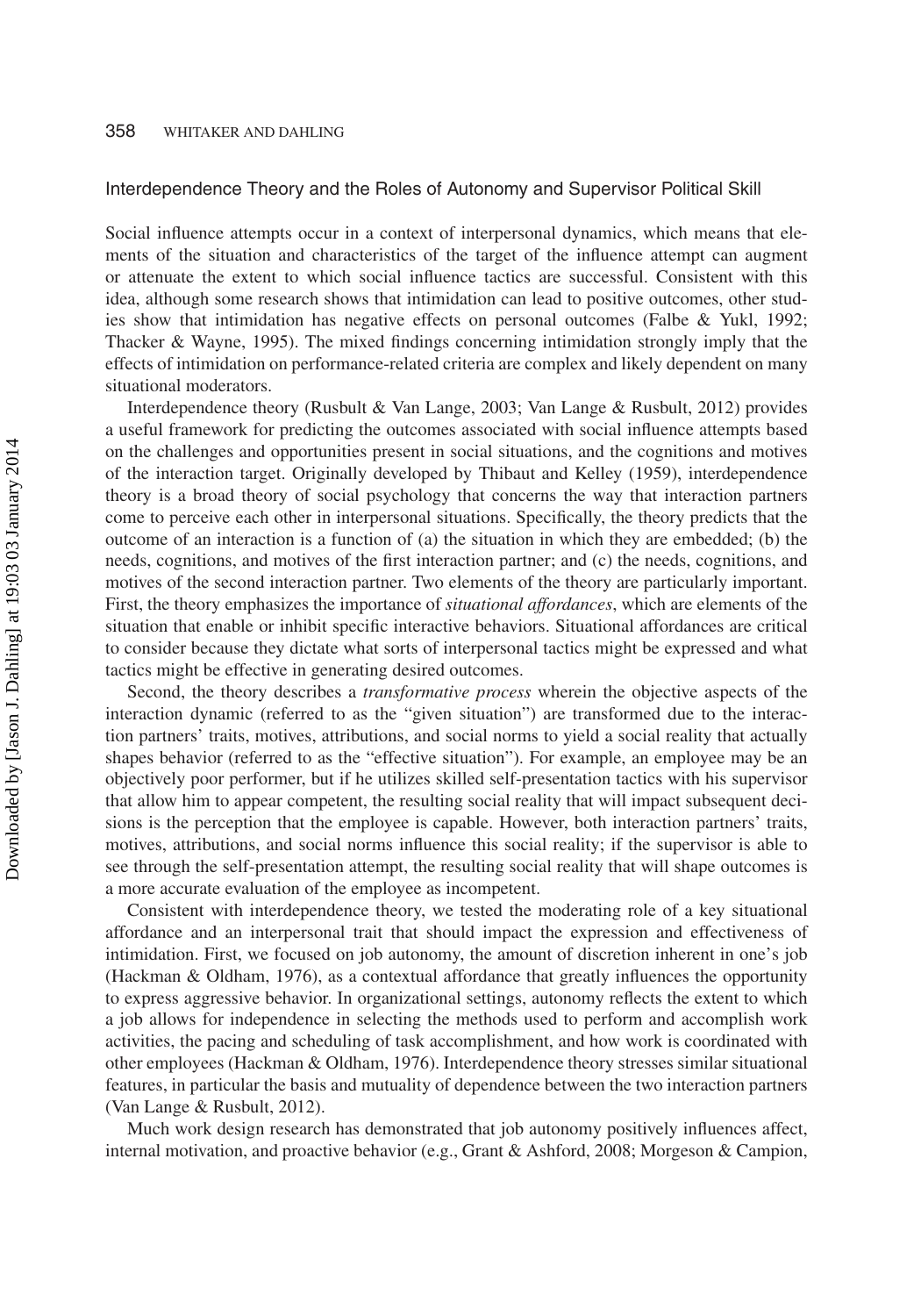### Interdependence Theory and the Roles of Autonomy and Supervisor Political Skill

Social influence attempts occur in a context of interpersonal dynamics, which means that elements of the situation and characteristics of the target of the influence attempt can augment or attenuate the extent to which social influence tactics are successful. Consistent with this idea, although some research shows that intimidation can lead to positive outcomes, other studies show that intimidation has negative effects on personal outcomes (Falbe & Yukl, 1992; Thacker & Wayne, 1995). The mixed findings concerning intimidation strongly imply that the effects of intimidation on performance-related criteria are complex and likely dependent on many situational moderators.

Interdependence theory (Rusbult & Van Lange, 2003; Van Lange & Rusbult, 2012) provides a useful framework for predicting the outcomes associated with social influence attempts based on the challenges and opportunities present in social situations, and the cognitions and motives of the interaction target. Originally developed by Thibaut and Kelley (1959), interdependence theory is a broad theory of social psychology that concerns the way that interaction partners come to perceive each other in interpersonal situations. Specifically, the theory predicts that the outcome of an interaction is a function of (a) the situation in which they are embedded; (b) the needs, cognitions, and motives of the first interaction partner; and (c) the needs, cognitions, and motives of the second interaction partner. Two elements of the theory are particularly important. First, the theory emphasizes the importance of *situational affordances*, which are elements of the situation that enable or inhibit specific interactive behaviors. Situational affordances are critical to consider because they dictate what sorts of interpersonal tactics might be expressed and what tactics might be effective in generating desired outcomes.

Second, the theory describes a *transformative process* wherein the objective aspects of the interaction dynamic (referred to as the "given situation") are transformed due to the interaction partners' traits, motives, attributions, and social norms to yield a social reality that actually shapes behavior (referred to as the "effective situation"). For example, an employee may be an objectively poor performer, but if he utilizes skilled self-presentation tactics with his supervisor that allow him to appear competent, the resulting social reality that will impact subsequent decisions is the perception that the employee is capable. However, both interaction partners' traits, motives, attributions, and social norms influence this social reality; if the supervisor is able to see through the self-presentation attempt, the resulting social reality that will shape outcomes is a more accurate evaluation of the employee as incompetent.

Consistent with interdependence theory, we tested the moderating role of a key situational affordance and an interpersonal trait that should impact the expression and effectiveness of intimidation. First, we focused on job autonomy, the amount of discretion inherent in one's job (Hackman & Oldham, 1976), as a contextual affordance that greatly influences the opportunity to express aggressive behavior. In organizational settings, autonomy reflects the extent to which a job allows for independence in selecting the methods used to perform and accomplish work activities, the pacing and scheduling of task accomplishment, and how work is coordinated with other employees (Hackman & Oldham, 1976). Interdependence theory stresses similar situational features, in particular the basis and mutuality of dependence between the two interaction partners (Van Lange & Rusbult, 2012).

Much work design research has demonstrated that job autonomy positively influences affect, internal motivation, and proactive behavior (e.g., Grant & Ashford, 2008; Morgeson & Campion,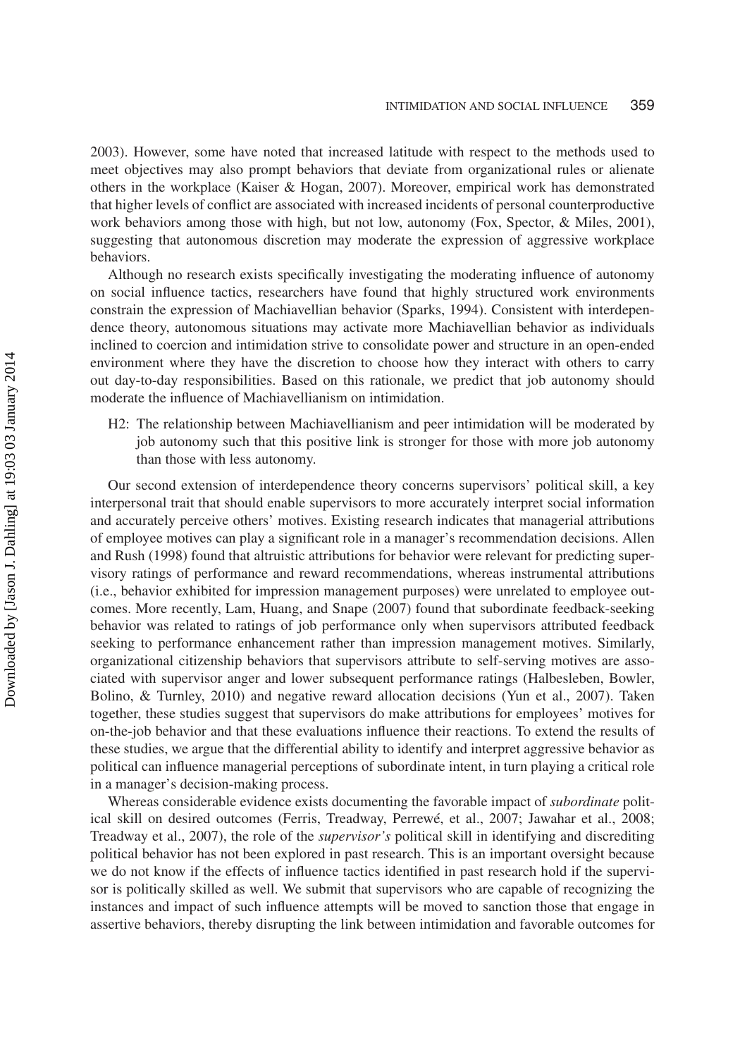2003). However, some have noted that increased latitude with respect to the methods used to meet objectives may also prompt behaviors that deviate from organizational rules or alienate others in the workplace (Kaiser & Hogan, 2007). Moreover, empirical work has demonstrated that higher levels of conflict are associated with increased incidents of personal counterproductive work behaviors among those with high, but not low, autonomy (Fox, Spector, & Miles, 2001), suggesting that autonomous discretion may moderate the expression of aggressive workplace behaviors.

Although no research exists specifically investigating the moderating influence of autonomy on social influence tactics, researchers have found that highly structured work environments constrain the expression of Machiavellian behavior (Sparks, 1994). Consistent with interdependence theory, autonomous situations may activate more Machiavellian behavior as individuals inclined to coercion and intimidation strive to consolidate power and structure in an open-ended environment where they have the discretion to choose how they interact with others to carry out day-to-day responsibilities. Based on this rationale, we predict that job autonomy should moderate the influence of Machiavellianism on intimidation.

> H2: The relationship between Machiavellianism and peer intimidation will be moderated by job autonomy such that this positive link is stronger for those with more job autonomy than those with less autonomy.

Our second extension of interdependence theory concerns supervisors' political skill, a key interpersonal trait that should enable supervisors to more accurately interpret social information and accurately perceive others' motives. Existing research indicates that managerial attributions of employee motives can play a significant role in a manager's recommendation decisions. Allen and Rush (1998) found that altruistic attributions for behavior were relevant for predicting supervisory ratings of performance and reward recommendations, whereas instrumental attributions (i.e., behavior exhibited for impression management purposes) were unrelated to employee outcomes. More recently, Lam, Huang, and Snape (2007) found that subordinate feedback-seeking behavior was related to ratings of job performance only when supervisors attributed feedback seeking to performance enhancement rather than impression management motives. Similarly, organizational citizenship behaviors that supervisors attribute to self-serving motives are associated with supervisor anger and lower subsequent performance ratings (Halbesleben, Bowler, Bolino, & Turnley, 2010) and negative reward allocation decisions (Yun et al., 2007). Taken together, these studies suggest that supervisors do make attributions for employees' motives for on-the-job behavior and that these evaluations influence their reactions. To extend the results of these studies, we argue that the differential ability to identify and interpret aggressive behavior as political can influence managerial perceptions of subordinate intent, in turn playing a critical role in a manager's decision-making process.

Whereas considerable evidence exists documenting the favorable impact of *subordinate* political skill on desired outcomes (Ferris, Treadway, Perrewé, et al., 2007; Jawahar et al., 2008; Treadway et al., 2007), the role of the *supervisor's* political skill in identifying and discrediting political behavior has not been explored in past research. This is an important oversight because we do not know if the effects of influence tactics identified in past research hold if the supervisor is politically skilled as well. We submit that supervisors who are capable of recognizing the instances and impact of such influence attempts will be moved to sanction those that engage in assertive behaviors, thereby disrupting the link between intimidation and favorable outcomes for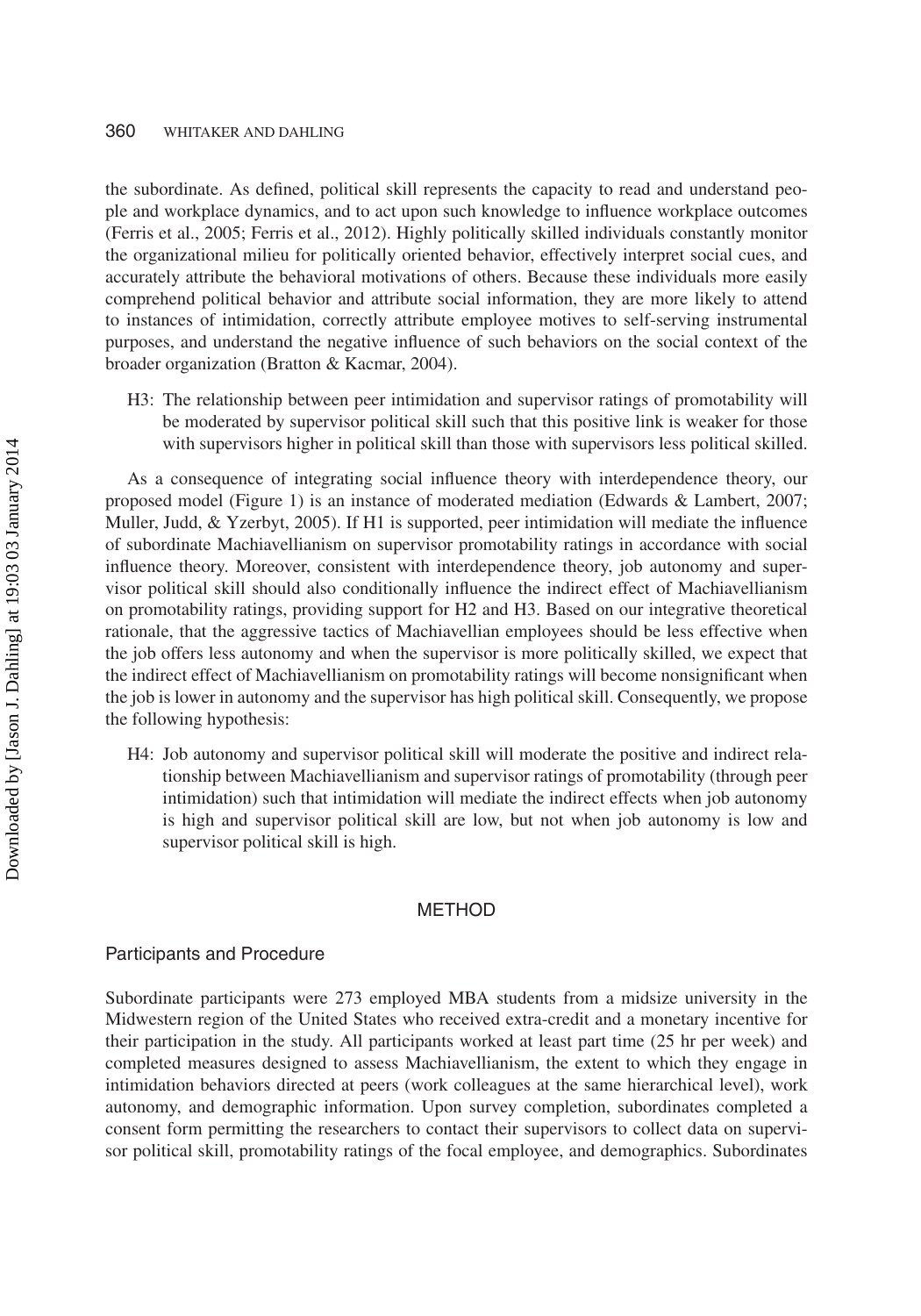the subordinate. As defined, political skill represents the capacity to read and understand people and workplace dynamics, and to act upon such knowledge to influence workplace outcomes (Ferris et al., 2005; Ferris et al., 2012). Highly politically skilled individuals constantly monitor the organizational milieu for politically oriented behavior, effectively interpret social cues, and accurately attribute the behavioral motivations of others. Because these individuals more easily comprehend political behavior and attribute social information, they are more likely to attend to instances of intimidation, correctly attribute employee motives to self-serving instrumental purposes, and understand the negative influence of such behaviors on the social context of the broader organization (Bratton & Kacmar, 2004).

> H3: The relationship between peer intimidation and supervisor ratings of promotability will be moderated by supervisor political skill such that this positive link is weaker for those with supervisors higher in political skill than those with supervisors less political skilled.

As a consequence of integrating social influence theory with interdependence theory, our proposed model (Figure 1) is an instance of moderated mediation (Edwards & Lambert, 2007; Muller, Judd, & Yzerbyt, 2005). If H1 is supported, peer intimidation will mediate the influence of subordinate Machiavellianism on supervisor promotability ratings in accordance with social influence theory. Moreover, consistent with interdependence theory, job autonomy and supervisor political skill should also conditionally influence the indirect effect of Machiavellianism on promotability ratings, providing support for H2 and H3. Based on our integrative theoretical rationale, that the aggressive tactics of Machiavellian employees should be less effective when the job offers less autonomy and when the supervisor is more politically skilled, we expect that the indirect effect of Machiavellianism on promotability ratings will become nonsignificant when the job is lower in autonomy and the supervisor has high political skill. Consequently, we propose the following hypothesis:

> H4: Job autonomy and supervisor political skill will moderate the positive and indirect relationship between Machiavellianism and supervisor ratings of promotability (through peer intimidation) such that intimidation will mediate the indirect effects when job autonomy is high and supervisor political skill are low, but not when job autonomy is low and supervisor political skill is high.

## METHOD

### Participants and Procedure

Subordinate participants were 273 employed MBA students from a midsize university in the Midwestern region of the United States who received extra-credit and a monetary incentive for their participation in the study. All participants worked at least part time (25 hr per week) and completed measures designed to assess Machiavellianism, the extent to which they engage in intimidation behaviors directed at peers (work colleagues at the same hierarchical level), work autonomy, and demographic information. Upon survey completion, subordinates completed a consent form permitting the researchers to contact their supervisors to collect data on supervisor political skill, promotability ratings of the focal employee, and demographics. Subordinates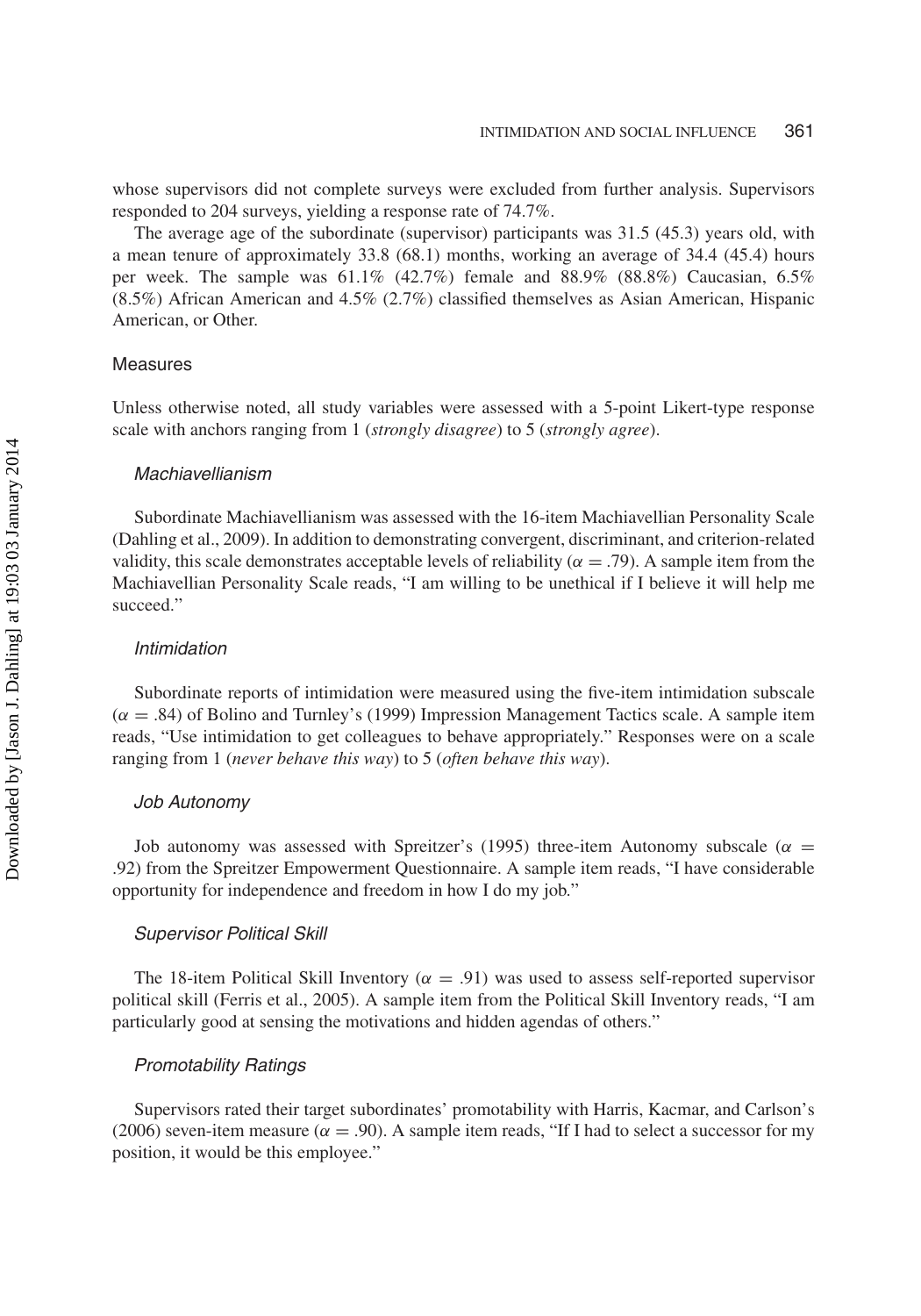whose supervisors did not complete surveys were excluded from further analysis. Supervisors responded to 204 surveys, yielding a response rate of 74.7%.

The average age of the subordinate (supervisor) participants was 31.5 (45.3) years old, with a mean tenure of approximately 33.8 (68.1) months, working an average of 34.4 (45.4) hours per week. The sample was 61.1% (42.7%) female and 88.9% (88.8%) Caucasian, 6.5% (8.5%) African American and 4.5% (2.7%) classified themselves as Asian American, Hispanic American, or Other.

## Measures

Unless otherwise noted, all study variables were assessed with a 5-point Likert-type response scale with anchors ranging from 1 (*strongly disagree*) to 5 (*strongly agree*).

### *Machiavellianism*

Subordinate Machiavellianism was assessed with the 16-item Machiavellian Personality Scale (Dahling et al., 2009). In addition to demonstrating convergent, discriminant, and criterion-related validity, this scale demonstrates acceptable levels of reliability ($\alpha = .79$). A sample item from the Machiavellian Personality Scale reads, "I am willing to be unethical if I believe it will help me succeed."

### *Intimidation*

Subordinate reports of intimidation were measured using the five-item intimidation subscale ($\alpha = .84$) of Bolino and Turnley's (1999) Impression Management Tactics scale. A sample item reads, "Use intimidation to get colleagues to behave appropriately." Responses were on a scale ranging from 1 (*never behave this way*) to 5 (*often behave this way*).

### *Job Autonomy*

Job autonomy was assessed with Spreitzer's (1995) three-item Autonomy subscale ($\alpha = .92$) from the Spreitzer Empowerment Questionnaire. A sample item reads, "I have considerable opportunity for independence and freedom in how I do my job."

### *Supervisor Political Skill*

The 18-item Political Skill Inventory ($\alpha = .91$) was used to assess self-reported supervisor political skill (Ferris et al., 2005). A sample item from the Political Skill Inventory reads, "I am particularly good at sensing the motivations and hidden agendas of others."

### *Promotability Ratings*

Supervisors rated their target subordinates' promotability with Harris, Kacmar, and Carlson's (2006) seven-item measure ($\alpha = .90$). A sample item reads, "If I had to select a successor for my position, it would be this employee."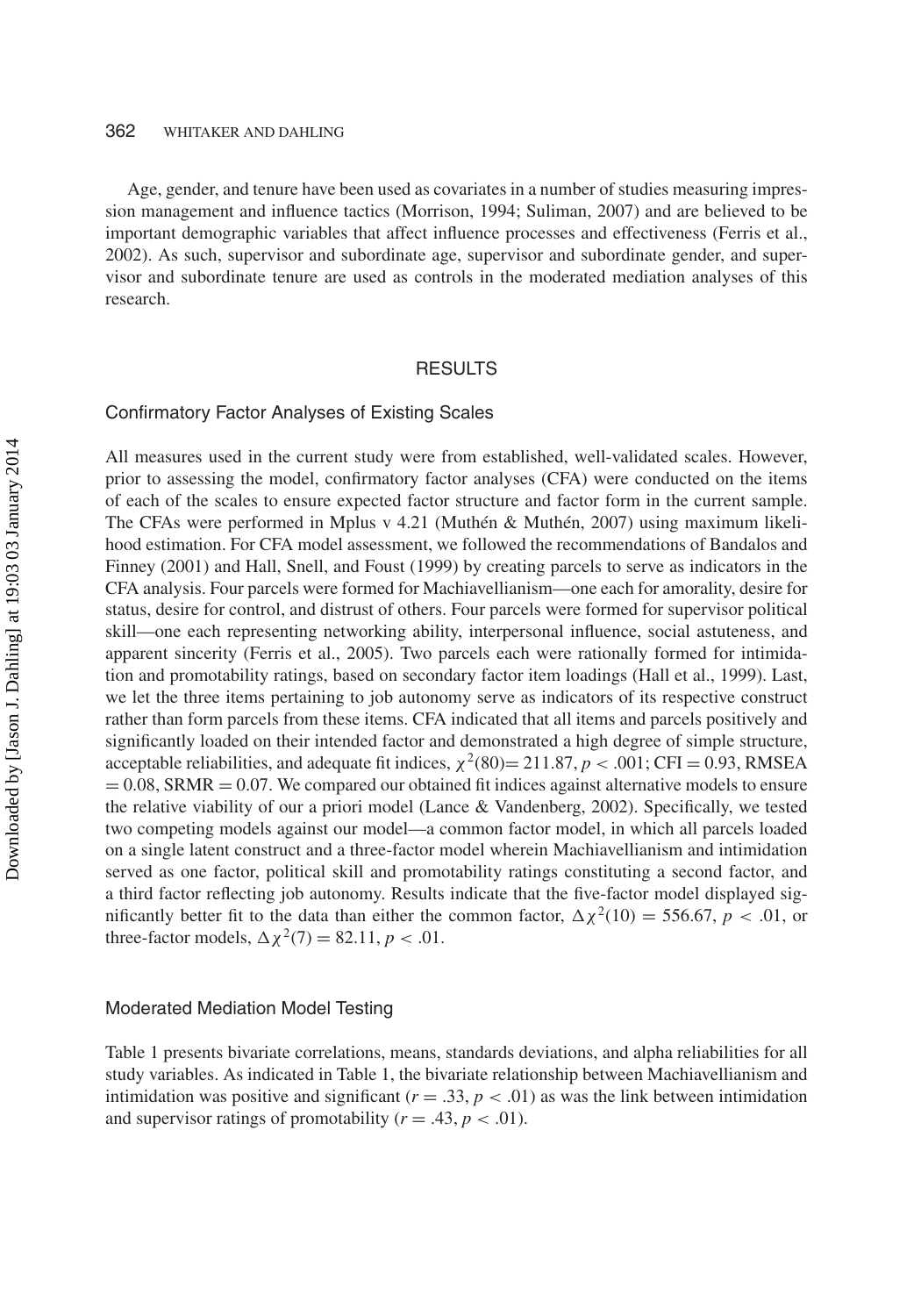Age, gender, and tenure have been used as covariates in a number of studies measuring impression management and influence tactics (Morrison, 1994; Suliman, 2007) and are believed to be important demographic variables that affect influence processes and effectiveness (Ferris et al., 2002). As such, supervisor and subordinate age, supervisor and subordinate gender, and supervisor and subordinate tenure are used as controls in the moderated mediation analyses of this research.

## RESULTS

### Confirmatory Factor Analyses of Existing Scales

All measures used in the current study were from established, well-validated scales. However, prior to assessing the model, confirmatory factor analyses (CFA) were conducted on the items of each of the scales to ensure expected factor structure and factor form in the current sample. The CFAs were performed in Mplus v 4.21 (Muthén & Muthén, 2007) using maximum likelihood estimation. For CFA model assessment, we followed the recommendations of Bandalos and Finney (2001) and Hall, Snell, and Foust (1999) by creating parcels to serve as indicators in the CFA analysis. Four parcels were formed for Machiavellianism—one each for amorality, desire for status, desire for control, and distrust of others. Four parcels were formed for supervisor political skill—one each representing networking ability, interpersonal influence, social astuteness, and apparent sincerity (Ferris et al., 2005). Two parcels each were rationally formed for intimidation and promotability ratings, based on secondary factor item loadings (Hall et al., 1999). Last, we let the three items pertaining to job autonomy serve as indicators of its respective construct rather than form parcels from these items. CFA indicated that all items and parcels positively and significantly loaded on their intended factor and demonstrated a high degree of simple structure, acceptable reliabilities, and adequate fit indices, $\chi^2(80) = 211.87$, $p < .001$; CFI $= 0.93$, RMSEA $= 0.08$, SRMR $= 0.07$. We compared our obtained fit indices against alternative models to ensure the relative viability of our a priori model (Lance & Vandenberg, 2002). Specifically, we tested two competing models against our model—a common factor model, in which all parcels loaded on a single latent construct and a three-factor model wherein Machiavellianism and intimidation served as one factor, political skill and promotability ratings constituting a second factor, and a third factor reflecting job autonomy. Results indicate that the five-factor model displayed significantly better fit to the data than either the common factor, $\Delta\chi^2(10) = 556.67$, $p < .01$, or three-factor models, $\Delta\chi^2(7) = 82.11$, $p < .01$.

### Moderated Mediation Model Testing

Table 1 presents bivariate correlations, means, standards deviations, and alpha reliabilities for all study variables. As indicated in Table 1, the bivariate relationship between Machiavellianism and intimidation was positive and significant ($r = .33$, $p < .01$) as was the link between intimidation and supervisor ratings of promotability ($r = .43$, $p < .01$).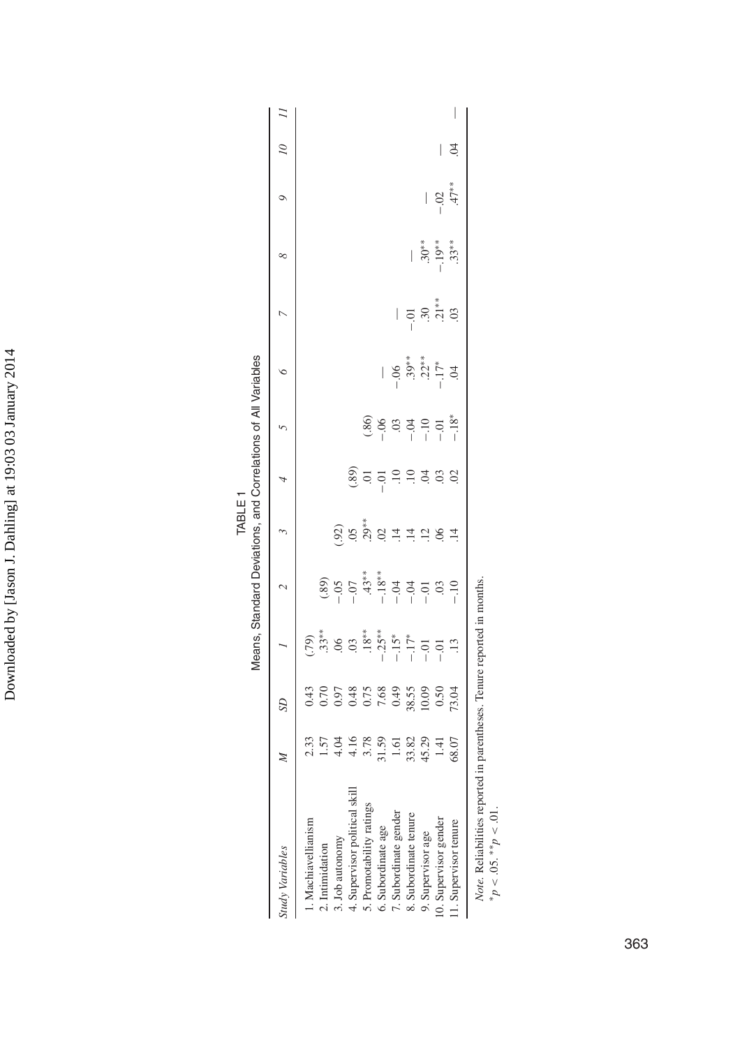TABLE 1
Means, Standard Deviations, and Correlations of All Variables

| Study Variables | M | SD | 1 | 2 | 3 | 4 | 5 | 6 | 7 | 8 | 9 | 10 | 11 |
|---|---|---|---|---|---|---|---|---|---|---|---|---|---|
| 1. Machiavellianism | 2.33 | 0.43 | (.79) | | | | | | | | | | |
| 2. Intimidation | 1.57 | 0.70 | .33** | (.89) | | | | | | | | | |
| 3. Job autonomy | 4.04 | 0.97 | .06 | −.05 | (.92) | | | | | | | | |
| 4. Supervisor political skill | 4.16 | 0.48 | .03 | −.07 | .05 | (.89) | | | | | | | |
| 5. Promotability ratings | 3.78 | 0.75 | .18** | .43** | .29** | .01 | (.86) | | | | | | |
| 6. Subordinate age | 31.59 | 7.68 | −.25** | −.18** | .02 | −.01 | −.06 | — | | | | | |
| 7. Subordinate gender | 1.61 | 0.49 | −.15* | −.04 | .14 | .10 | .03 | −.06 | — | | | | |
| 8. Subordinate tenure | 33.82 | 38.55 | −.17* | −.04 | .14 | .10 | −.04 | .39** | −.01 | — | | | |
| 9. Supervisor age | 45.29 | 10.09 | −.01 | −.01 | .12 | .04 | −.10 | .22** | .30 | .30** | — | | |
| 10. Supervisor gender | 1.41 | 0.50 | −.01 | .03 | .06 | .03 | −.01 | −.17* | .21** | −.19** | −.02 | — | |
| 11. Supervisor tenure | 68.07 | 73.04 | .13 | −.10 | .14 | .02 | −.18* | .04 | .03 | .33** | .47** | .04 | — |

*Note.* Reliabilities reported in parentheses. Tenure reported in months.
$^{*}p < .05$. $^{**}p < .01$.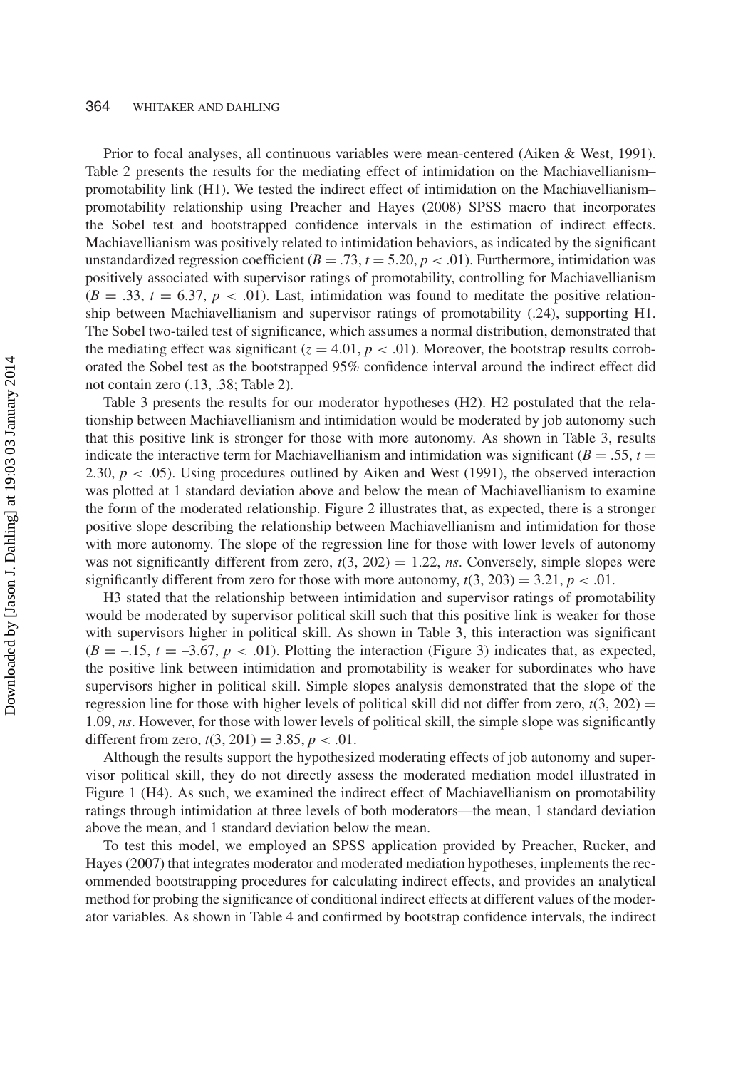Prior to focal analyses, all continuous variables were mean-centered (Aiken & West, 1991). Table 2 presents the results for the mediating effect of intimidation on the Machiavellianism–promotability link (H1). We tested the indirect effect of intimidation on the Machiavellianism–promotability relationship using Preacher and Hayes (2008) SPSS macro that incorporates the Sobel test and bootstrapped confidence intervals in the estimation of indirect effects. Machiavellianism was positively related to intimidation behaviors, as indicated by the significant unstandardized regression coefficient ($B = .73$, $t = 5.20$, $p < .01$). Furthermore, intimidation was positively associated with supervisor ratings of promotability, controlling for Machiavellianism ($B = .33$, $t = 6.37$, $p < .01$). Last, intimidation was found to meditate the positive relationship between Machiavellianism and supervisor ratings of promotability (.24), supporting H1. The Sobel two-tailed test of significance, which assumes a normal distribution, demonstrated that the mediating effect was significant ($z = 4.01$, $p < .01$). Moreover, the bootstrap results corroborated the Sobel test as the bootstrapped 95% confidence interval around the indirect effect did not contain zero (.13, .38; Table 2).

Table 3 presents the results for our moderator hypotheses (H2). H2 postulated that the relationship between Machiavellianism and intimidation would be moderated by job autonomy such that this positive link is stronger for those with more autonomy. As shown in Table 3, results indicate the interactive term for Machiavellianism and intimidation was significant ($B = .55$, $t = 2.30$, $p < .05$). Using procedures outlined by Aiken and West (1991), the observed interaction was plotted at 1 standard deviation above and below the mean of Machiavellianism to examine the form of the moderated relationship. Figure 2 illustrates that, as expected, there is a stronger positive slope describing the relationship between Machiavellianism and intimidation for those with more autonomy. The slope of the regression line for those with lower levels of autonomy was not significantly different from zero, $t(3, 202) = 1.22$, *ns*. Conversely, simple slopes were significantly different from zero for those with more autonomy, $t(3, 203) = 3.21$, $p < .01$.

H3 stated that the relationship between intimidation and supervisor ratings of promotability would be moderated by supervisor political skill such that this positive link is weaker for those with supervisors higher in political skill. As shown in Table 3, this interaction was significant ($B = -.15$, $t = -3.67$, $p < .01$). Plotting the interaction (Figure 3) indicates that, as expected, the positive link between intimidation and promotability is weaker for subordinates who have supervisors higher in political skill. Simple slopes analysis demonstrated that the slope of the regression line for those with higher levels of political skill did not differ from zero, $t(3, 202) = 1.09$, *ns*. However, for those with lower levels of political skill, the simple slope was significantly different from zero, $t(3, 201) = 3.85$, $p < .01$.

Although the results support the hypothesized moderating effects of job autonomy and supervisor political skill, they do not directly assess the moderated mediation model illustrated in Figure 1 (H4). As such, we examined the indirect effect of Machiavellianism on promotability ratings through intimidation at three levels of both moderators—the mean, 1 standard deviation above the mean, and 1 standard deviation below the mean.

To test this model, we employed an SPSS application provided by Preacher, Rucker, and Hayes (2007) that integrates moderator and moderated mediation hypotheses, implements the recommended bootstrapping procedures for calculating indirect effects, and provides an analytical method for probing the significance of conditional indirect effects at different values of the moderator variables. As shown in Table 4 and confirmed by bootstrap confidence intervals, the indirect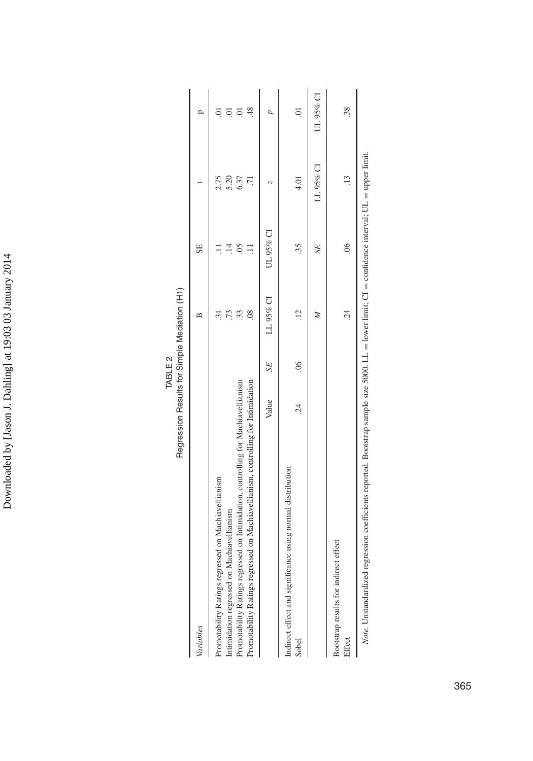TABLE 2
Regression Results for Simple Mediation (H1)

| *Variables* | | | B | SE | t | p |
|---|---|---|---|---|---|---|
| Promotability Ratings regressed on Machiavellianism | | | .31 | .11 | 2.75 | .01 |
| Intimidation regressed on Machiavellianism | | | .73 | .14 | 5.20 | .01 |
| Promotability Ratings regressed on Intimidation, controlling for Machiavellianism | | | .33 | .05 | 6.37 | .01 |
| Promotability Ratings regressed on Machiavellianism, controlling for Intimidation | | | .08 | .11 | .71 | .48 |
| | Value | *SE* | LL 95% CI | UL 95% CI | *z* | *p* |
| Indirect effect and significance using normal distribution | | | | | | |
| Sobel | .24 | .06 | .12 | .35 | 4.01 | .01 |
| | | | *M* | *SE* | LL 95% CI | UL 95% CI |
| Bootstrap results for indirect effect | | | | | | |
| Effect | | | .24 | .06 | .13 | .38 |

*Note*. Unstandardized regression coefficients reported. Bootstrap sample size 5000. LL = lower limit; CI = confidence interval; UL = upper limit.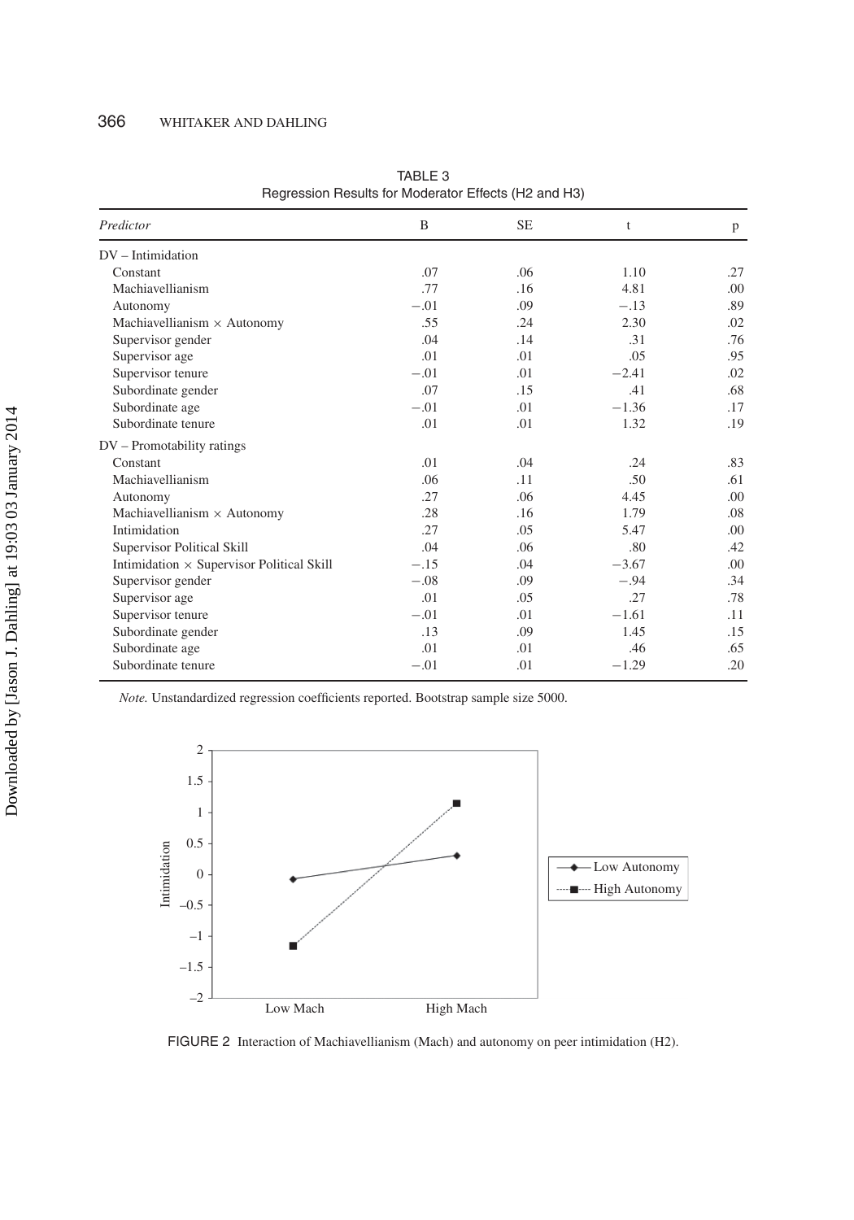TABLE 3
Regression Results for Moderator Effects (H2 and H3)

| *Predictor* | B | SE | t | p |
|---|---|---|---|---|
| DV – Intimidation | | | | |
| Constant | .07 | .06 | 1.10 | .27 |
| Machiavellianism | .77 | .16 | 4.81 | .00 |
| Autonomy | −.01 | .09 | −.13 | .89 |
| Machiavellianism × Autonomy | .55 | .24 | 2.30 | .02 |
| Supervisor gender | .04 | .14 | .31 | .76 |
| Supervisor age | .01 | .01 | .05 | .95 |
| Supervisor tenure | −.01 | .01 | −2.41 | .02 |
| Subordinate gender | .07 | .15 | .41 | .68 |
| Subordinate age | −.01 | .01 | −1.36 | .17 |
| Subordinate tenure | .01 | .01 | 1.32 | .19 |
| DV – Promotability ratings | | | | |
| Constant | .01 | .04 | .24 | .83 |
| Machiavellianism | .06 | .11 | .50 | .61 |
| Autonomy | .27 | .06 | 4.45 | .00 |
| Machiavellianism × Autonomy | .28 | .16 | 1.79 | .08 |
| Intimidation | .27 | .05 | 5.47 | .00 |
| Supervisor Political Skill | .04 | .06 | .80 | .42 |
| Intimidation × Supervisor Political Skill | −.15 | .04 | −3.67 | .00 |
| Supervisor gender | −.08 | .09 | −.94 | .34 |
| Supervisor age | .01 | .05 | .27 | .78 |
| Supervisor tenure | −.01 | .01 | −1.61 | .11 |
| Subordinate gender | .13 | .09 | 1.45 | .15 |
| Subordinate age | .01 | .01 | .46 | .65 |
| Subordinate tenure | −.01 | .01 | −1.29 | .20 |

*Note.* Unstandardized regression coefficients reported. Bootstrap sample size 5000.

FIGURE 2 Interaction of Machiavellianism (Mach) and autonomy on peer intimidation (H2).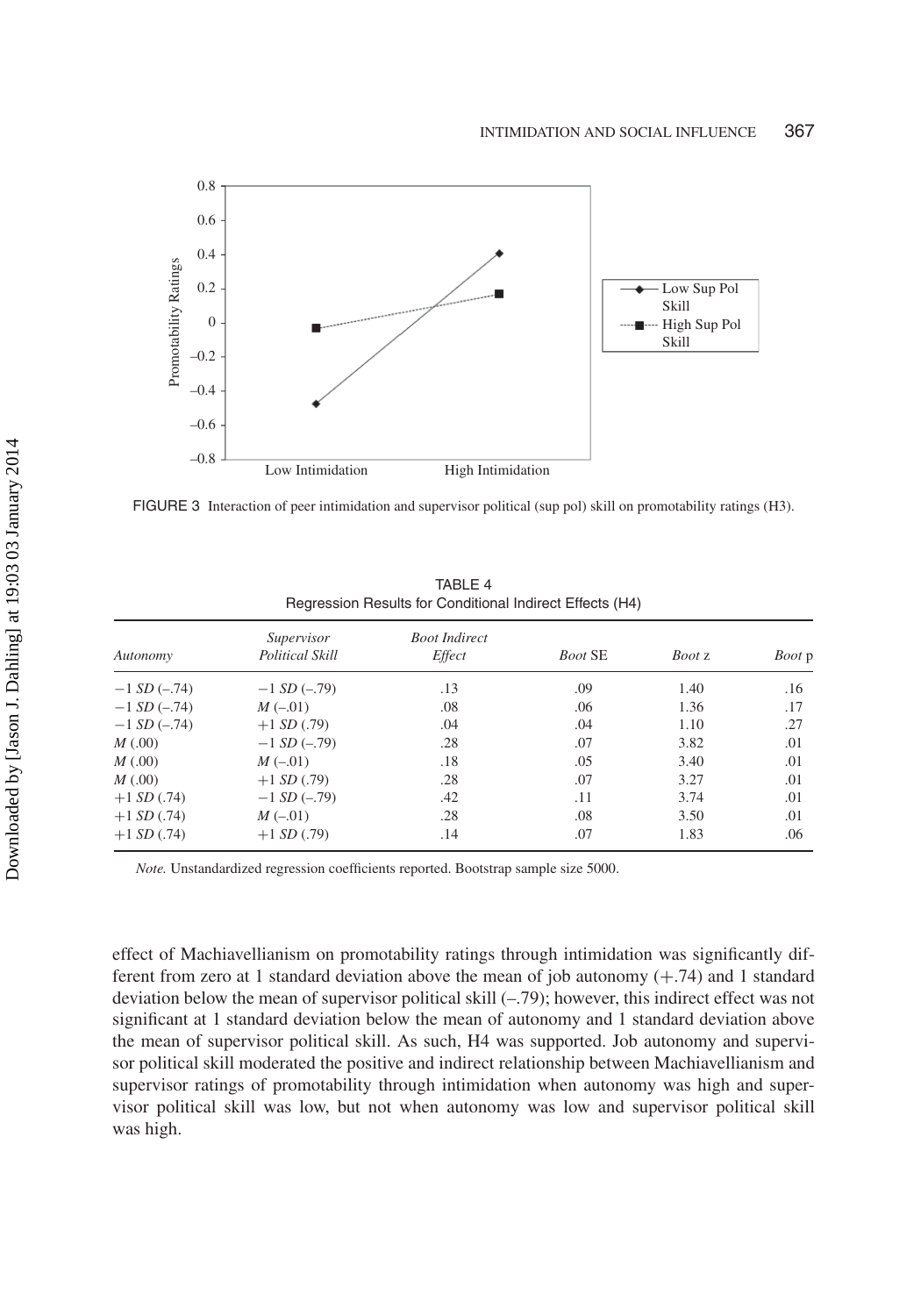FIGURE 3 Interaction of peer intimidation and supervisor political (sup pol) skill on promotability ratings (H3).

TABLE 4
Regression Results for Conditional Indirect Effects (H4)

| *Autonomy* | *Supervisor Political Skill* | *Boot Indirect Effect* | *Boot* SE | *Boot* z | *Boot* p |
|---|---|---|---|---|---|
| −1 *SD* (–.74) | −1 *SD* (–.79) | .13 | .09 | 1.40 | .16 |
| −1 *SD* (–.74) | *M* (–.01) | .08 | .06 | 1.36 | .17 |
| −1 *SD* (–.74) | +1 *SD* (.79) | .04 | .04 | 1.10 | .27 |
| *M* (.00) | −1 *SD* (–.79) | .28 | .07 | 3.82 | .01 |
| *M* (.00) | *M* (–.01) | .18 | .05 | 3.40 | .01 |
| *M* (.00) | +1 *SD* (.79) | .28 | .07 | 3.27 | .01 |
| +1 *SD* (.74) | −1 *SD* (–.79) | .42 | .11 | 3.74 | .01 |
| +1 *SD* (.74) | *M* (–.01) | .28 | .08 | 3.50 | .01 |
| +1 *SD* (.74) | +1 *SD* (.79) | .14 | .07 | 1.83 | .06 |

*Note.* Unstandardized regression coefficients reported. Bootstrap sample size 5000.

effect of Machiavellianism on promotability ratings through intimidation was significantly different from zero at 1 standard deviation above the mean of job autonomy (+.74) and 1 standard deviation below the mean of supervisor political skill (–.79); however, this indirect effect was not significant at 1 standard deviation below the mean of autonomy and 1 standard deviation above the mean of supervisor political skill. As such, H4 was supported. Job autonomy and supervisor political skill moderated the positive and indirect relationship between Machiavellianism and supervisor ratings of promotability through intimidation when autonomy was high and supervisor political skill was low, but not when autonomy was low and supervisor political skill was high.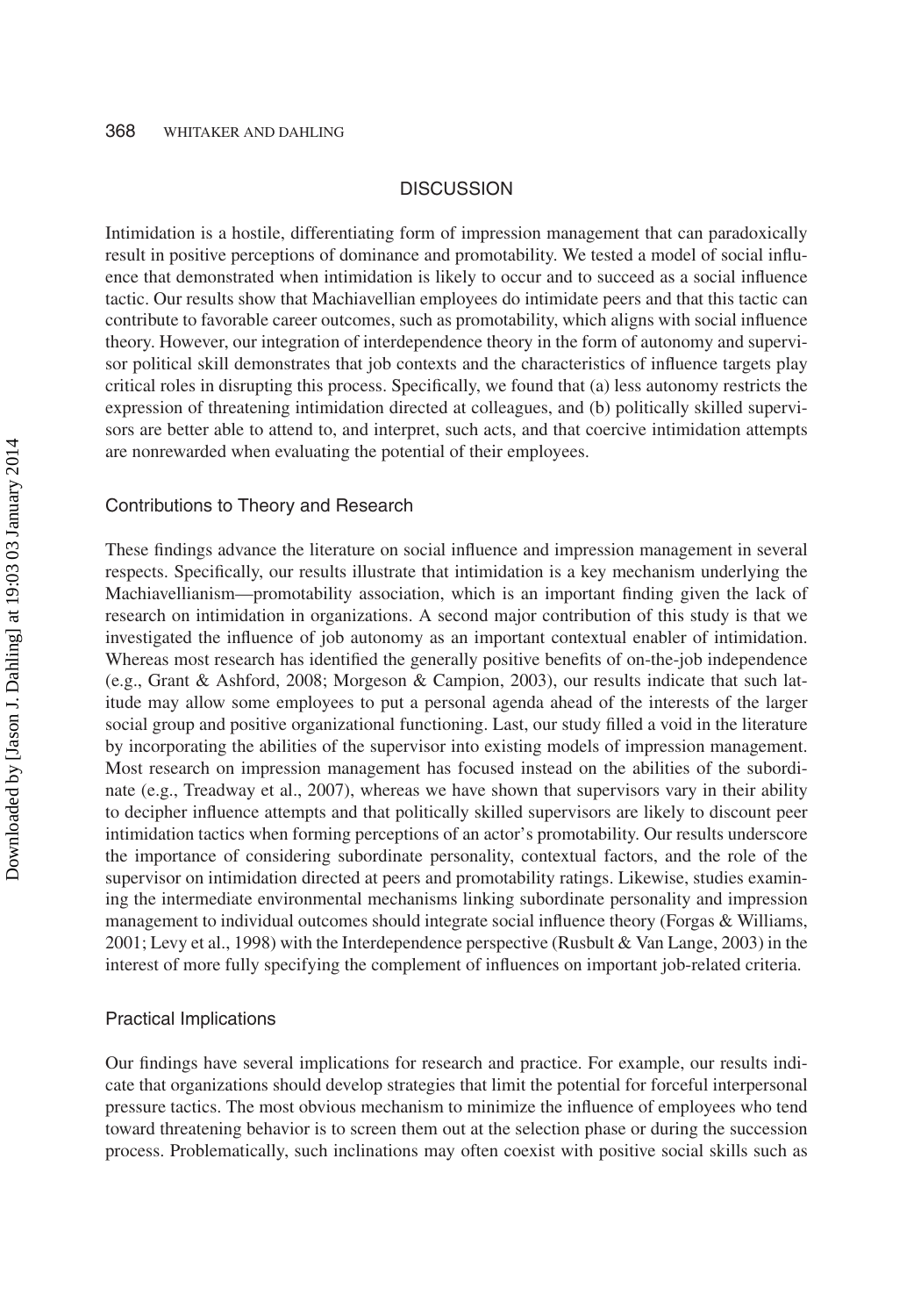## DISCUSSION

Intimidation is a hostile, differentiating form of impression management that can paradoxically result in positive perceptions of dominance and promotability. We tested a model of social influence that demonstrated when intimidation is likely to occur and to succeed as a social influence tactic. Our results show that Machiavellian employees do intimidate peers and that this tactic can contribute to favorable career outcomes, such as promotability, which aligns with social influence theory. However, our integration of interdependence theory in the form of autonomy and supervisor political skill demonstrates that job contexts and the characteristics of influence targets play critical roles in disrupting this process. Specifically, we found that (a) less autonomy restricts the expression of threatening intimidation directed at colleagues, and (b) politically skilled supervisors are better able to attend to, and interpret, such acts, and that coercive intimidation attempts are nonrewarded when evaluating the potential of their employees.

### Contributions to Theory and Research

These findings advance the literature on social influence and impression management in several respects. Specifically, our results illustrate that intimidation is a key mechanism underlying the Machiavellianism—promotability association, which is an important finding given the lack of research on intimidation in organizations. A second major contribution of this study is that we investigated the influence of job autonomy as an important contextual enabler of intimidation. Whereas most research has identified the generally positive benefits of on-the-job independence (e.g., Grant & Ashford, 2008; Morgeson & Campion, 2003), our results indicate that such latitude may allow some employees to put a personal agenda ahead of the interests of the larger social group and positive organizational functioning. Last, our study filled a void in the literature by incorporating the abilities of the supervisor into existing models of impression management. Most research on impression management has focused instead on the abilities of the subordinate (e.g., Treadway et al., 2007), whereas we have shown that supervisors vary in their ability to decipher influence attempts and that politically skilled supervisors are likely to discount peer intimidation tactics when forming perceptions of an actor's promotability. Our results underscore the importance of considering subordinate personality, contextual factors, and the role of the supervisor on intimidation directed at peers and promotability ratings. Likewise, studies examining the intermediate environmental mechanisms linking subordinate personality and impression management to individual outcomes should integrate social influence theory (Forgas & Williams, 2001; Levy et al., 1998) with the Interdependence perspective (Rusbult & Van Lange, 2003) in the interest of more fully specifying the complement of influences on important job-related criteria.

### Practical Implications

Our findings have several implications for research and practice. For example, our results indicate that organizations should develop strategies that limit the potential for forceful interpersonal pressure tactics. The most obvious mechanism to minimize the influence of employees who tend toward threatening behavior is to screen them out at the selection phase or during the succession process. Problematically, such inclinations may often coexist with positive social skills such as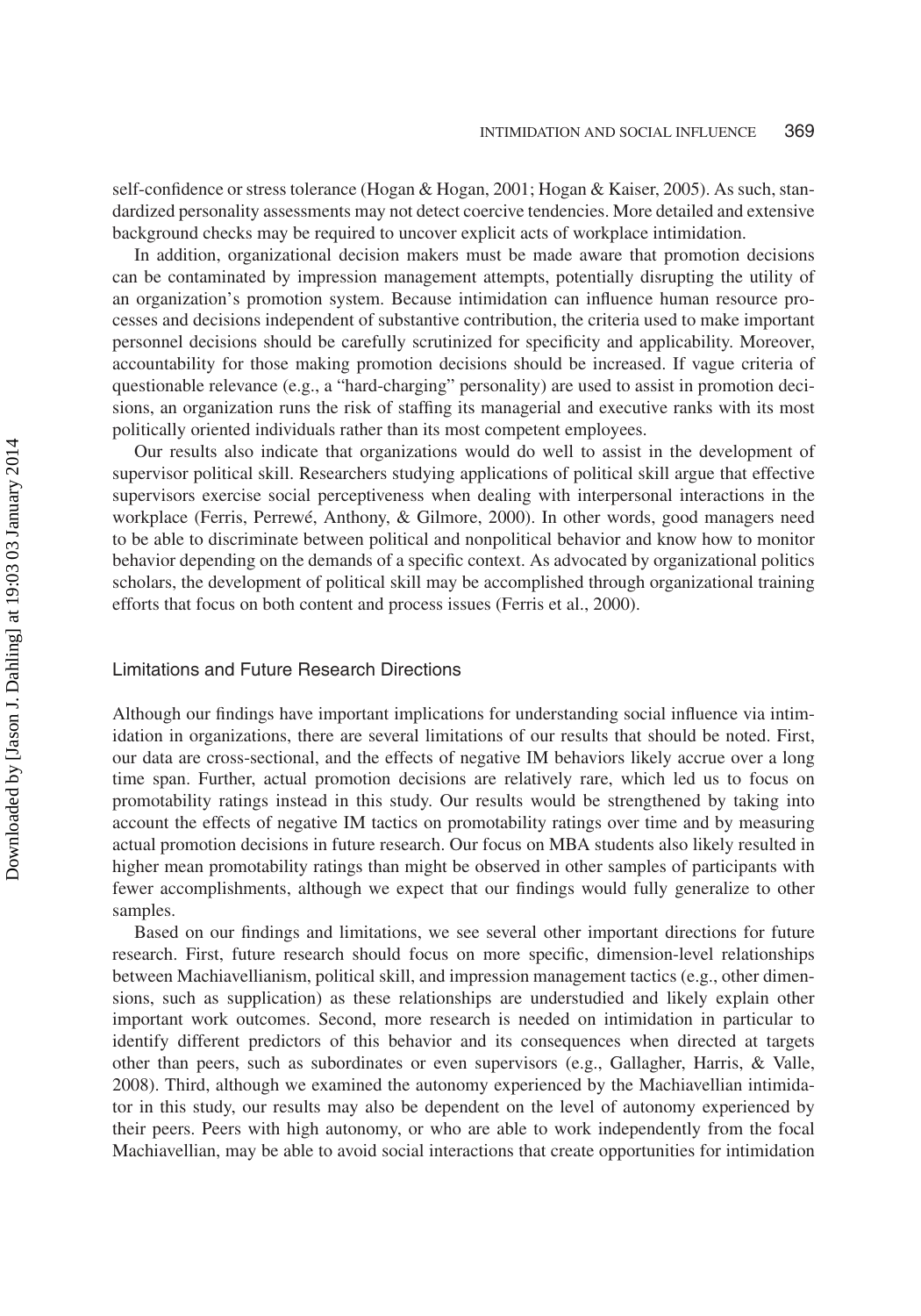self-confidence or stress tolerance (Hogan & Hogan, 2001; Hogan & Kaiser, 2005). As such, standardized personality assessments may not detect coercive tendencies. More detailed and extensive background checks may be required to uncover explicit acts of workplace intimidation.

In addition, organizational decision makers must be made aware that promotion decisions can be contaminated by impression management attempts, potentially disrupting the utility of an organization's promotion system. Because intimidation can influence human resource processes and decisions independent of substantive contribution, the criteria used to make important personnel decisions should be carefully scrutinized for specificity and applicability. Moreover, accountability for those making promotion decisions should be increased. If vague criteria of questionable relevance (e.g., a "hard-charging" personality) are used to assist in promotion decisions, an organization runs the risk of staffing its managerial and executive ranks with its most politically oriented individuals rather than its most competent employees.

Our results also indicate that organizations would do well to assist in the development of supervisor political skill. Researchers studying applications of political skill argue that effective supervisors exercise social perceptiveness when dealing with interpersonal interactions in the workplace (Ferris, Perrewé, Anthony, & Gilmore, 2000). In other words, good managers need to be able to discriminate between political and nonpolitical behavior and know how to monitor behavior depending on the demands of a specific context. As advocated by organizational politics scholars, the development of political skill may be accomplished through organizational training efforts that focus on both content and process issues (Ferris et al., 2000).

## Limitations and Future Research Directions

Although our findings have important implications for understanding social influence via intimidation in organizations, there are several limitations of our results that should be noted. First, our data are cross-sectional, and the effects of negative IM behaviors likely accrue over a long time span. Further, actual promotion decisions are relatively rare, which led us to focus on promotability ratings instead in this study. Our results would be strengthened by taking into account the effects of negative IM tactics on promotability ratings over time and by measuring actual promotion decisions in future research. Our focus on MBA students also likely resulted in higher mean promotability ratings than might be observed in other samples of participants with fewer accomplishments, although we expect that our findings would fully generalize to other samples.

Based on our findings and limitations, we see several other important directions for future research. First, future research should focus on more specific, dimension-level relationships between Machiavellianism, political skill, and impression management tactics (e.g., other dimensions, such as supplication) as these relationships are understudied and likely explain other important work outcomes. Second, more research is needed on intimidation in particular to identify different predictors of this behavior and its consequences when directed at targets other than peers, such as subordinates or even supervisors (e.g., Gallagher, Harris, & Valle, 2008). Third, although we examined the autonomy experienced by the Machiavellian intimidator in this study, our results may also be dependent on the level of autonomy experienced by their peers. Peers with high autonomy, or who are able to work independently from the focal Machiavellian, may be able to avoid social interactions that create opportunities for intimidation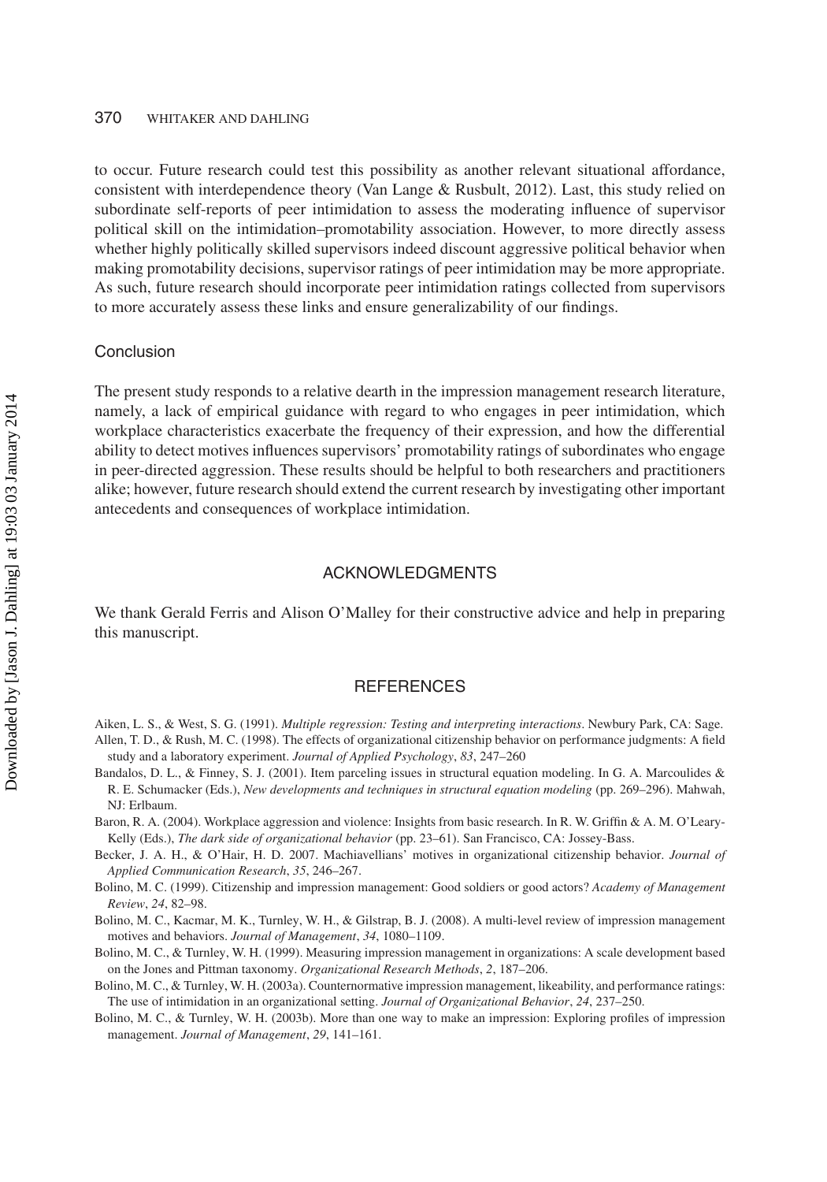to occur. Future research could test this possibility as another relevant situational affordance, consistent with interdependence theory (Van Lange & Rusbult, 2012). Last, this study relied on subordinate self-reports of peer intimidation to assess the moderating influence of supervisor political skill on the intimidation–promotability association. However, to more directly assess whether highly politically skilled supervisors indeed discount aggressive political behavior when making promotability decisions, supervisor ratings of peer intimidation may be more appropriate. As such, future research should incorporate peer intimidation ratings collected from supervisors to more accurately assess these links and ensure generalizability of our findings.

### Conclusion

The present study responds to a relative dearth in the impression management research literature, namely, a lack of empirical guidance with regard to who engages in peer intimidation, which workplace characteristics exacerbate the frequency of their expression, and how the differential ability to detect motives influences supervisors' promotability ratings of subordinates who engage in peer-directed aggression. These results should be helpful to both researchers and practitioners alike; however, future research should extend the current research by investigating other important antecedents and consequences of workplace intimidation.

## ACKNOWLEDGMENTS

We thank Gerald Ferris and Alison O'Malley for their constructive advice and help in preparing this manuscript.

## REFERENCES

Aiken, L. S., & West, S. G. (1991). *Multiple regression: Testing and interpreting interactions*. Newbury Park, CA: Sage.

Allen, T. D., & Rush, M. C. (1998). The effects of organizational citizenship behavior on performance judgments: A field study and a laboratory experiment. *Journal of Applied Psychology*, *83*, 247–260

Bandalos, D. L., & Finney, S. J. (2001). Item parceling issues in structural equation modeling. In G. A. Marcoulides & R. E. Schumacker (Eds.), *New developments and techniques in structural equation modeling* (pp. 269–296). Mahwah, NJ: Erlbaum.

Baron, R. A. (2004). Workplace aggression and violence: Insights from basic research. In R. W. Griffin & A. M. O'Leary-Kelly (Eds.), *The dark side of organizational behavior* (pp. 23–61). San Francisco, CA: Jossey-Bass.

Becker, J. A. H., & O'Hair, H. D. 2007. Machiavellians' motives in organizational citizenship behavior. *Journal of Applied Communication Research*, *35*, 246–267.

Bolino, M. C. (1999). Citizenship and impression management: Good soldiers or good actors? *Academy of Management Review*, *24*, 82–98.

Bolino, M. C., Kacmar, M. K., Turnley, W. H., & Gilstrap, B. J. (2008). A multi-level review of impression management motives and behaviors. *Journal of Management*, *34*, 1080–1109.

Bolino, M. C., & Turnley, W. H. (1999). Measuring impression management in organizations: A scale development based on the Jones and Pittman taxonomy. *Organizational Research Methods*, *2*, 187–206.

Bolino, M. C., & Turnley, W. H. (2003a). Counternormative impression management, likeability, and performance ratings: The use of intimidation in an organizational setting. *Journal of Organizational Behavior*, *24*, 237–250.

Bolino, M. C., & Turnley, W. H. (2003b). More than one way to make an impression: Exploring profiles of impression management. *Journal of Management*, *29*, 141–161.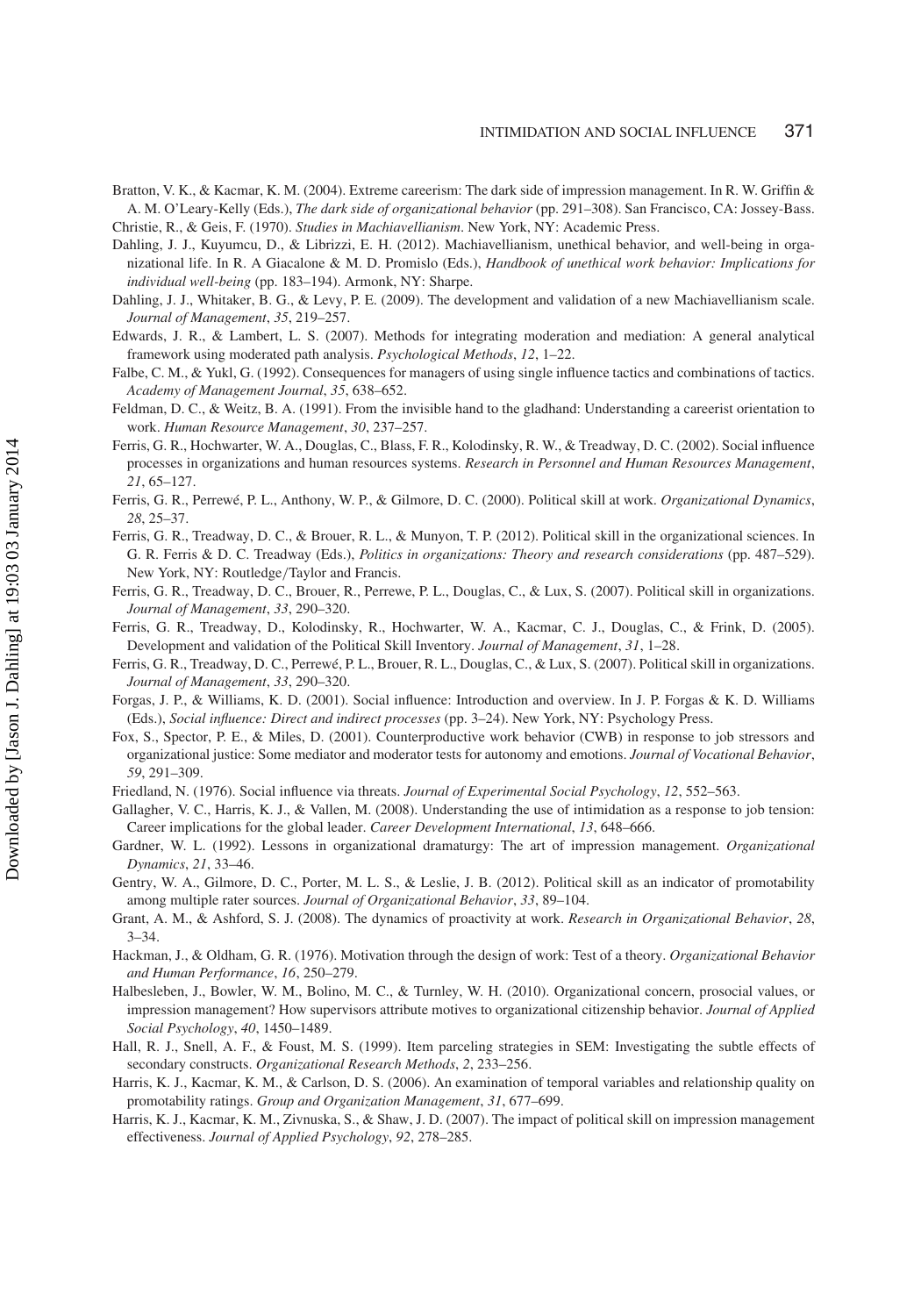Bratton, V. K., & Kacmar, K. M. (2004). Extreme careerism: The dark side of impression management. In R. W. Griffin & A. M. O'Leary-Kelly (Eds.), *The dark side of organizational behavior* (pp. 291–308). San Francisco, CA: Jossey-Bass.

Christie, R., & Geis, F. (1970). *Studies in Machiavellianism*. New York, NY: Academic Press.

Dahling, J. J., Kuyumcu, D., & Librizzi, E. H. (2012). Machiavellianism, unethical behavior, and well-being in organizational life. In R. A Giacalone & M. D. Promislo (Eds.), *Handbook of unethical work behavior: Implications for individual well-being* (pp. 183–194). Armonk, NY: Sharpe.

Dahling, J. J., Whitaker, B. G., & Levy, P. E. (2009). The development and validation of a new Machiavellianism scale. *Journal of Management*, *35*, 219–257.

Edwards, J. R., & Lambert, L. S. (2007). Methods for integrating moderation and mediation: A general analytical framework using moderated path analysis. *Psychological Methods*, *12*, 1–22.

Falbe, C. M., & Yukl, G. (1992). Consequences for managers of using single influence tactics and combinations of tactics. *Academy of Management Journal*, *35*, 638–652.

Feldman, D. C., & Weitz, B. A. (1991). From the invisible hand to the gladhand: Understanding a careerist orientation to work. *Human Resource Management*, *30*, 237–257.

Ferris, G. R., Hochwarter, W. A., Douglas, C., Blass, F. R., Kolodinsky, R. W., & Treadway, D. C. (2002). Social influence processes in organizations and human resources systems. *Research in Personnel and Human Resources Management*, *21*, 65–127.

Ferris, G. R., Perrewé, P. L., Anthony, W. P., & Gilmore, D. C. (2000). Political skill at work. *Organizational Dynamics*, *28*, 25–37.

Ferris, G. R., Treadway, D. C., & Brouer, R. L., & Munyon, T. P. (2012). Political skill in the organizational sciences. In G. R. Ferris & D. C. Treadway (Eds.), *Politics in organizations: Theory and research considerations* (pp. 487–529). New York, NY: Routledge/Taylor and Francis.

Ferris, G. R., Treadway, D. C., Brouer, R., Perrewe, P. L., Douglas, C., & Lux, S. (2007). Political skill in organizations. *Journal of Management*, *33*, 290–320.

Ferris, G. R., Treadway, D., Kolodinsky, R., Hochwarter, W. A., Kacmar, C. J., Douglas, C., & Frink, D. (2005). Development and validation of the Political Skill Inventory. *Journal of Management*, *31*, 1–28.

Ferris, G. R., Treadway, D. C., Perrewé, P. L., Brouer, R. L., Douglas, C., & Lux, S. (2007). Political skill in organizations. *Journal of Management*, *33*, 290–320.

Forgas, J. P., & Williams, K. D. (2001). Social influence: Introduction and overview. In J. P. Forgas & K. D. Williams (Eds.), *Social influence: Direct and indirect processes* (pp. 3–24). New York, NY: Psychology Press.

Fox, S., Spector, P. E., & Miles, D. (2001). Counterproductive work behavior (CWB) in response to job stressors and organizational justice: Some mediator and moderator tests for autonomy and emotions. *Journal of Vocational Behavior*, *59*, 291–309.

Friedland, N. (1976). Social influence via threats. *Journal of Experimental Social Psychology*, *12*, 552–563.

Gallagher, V. C., Harris, K. J., & Vallen, M. (2008). Understanding the use of intimidation as a response to job tension: Career implications for the global leader. *Career Development International*, *13*, 648–666.

Gardner, W. L. (1992). Lessons in organizational dramaturgy: The art of impression management. *Organizational Dynamics*, *21*, 33–46.

Gentry, W. A., Gilmore, D. C., Porter, M. L. S., & Leslie, J. B. (2012). Political skill as an indicator of promotability among multiple rater sources. *Journal of Organizational Behavior*, *33*, 89–104.

Grant, A. M., & Ashford, S. J. (2008). The dynamics of proactivity at work. *Research in Organizational Behavior*, *28*, 3–34.

Hackman, J., & Oldham, G. R. (1976). Motivation through the design of work: Test of a theory. *Organizational Behavior and Human Performance*, *16*, 250–279.

Halbesleben, J., Bowler, W. M., Bolino, M. C., & Turnley, W. H. (2010). Organizational concern, prosocial values, or impression management? How supervisors attribute motives to organizational citizenship behavior. *Journal of Applied Social Psychology*, *40*, 1450–1489.

Hall, R. J., Snell, A. F., & Foust, M. S. (1999). Item parceling strategies in SEM: Investigating the subtle effects of secondary constructs. *Organizational Research Methods*, *2*, 233–256.

Harris, K. J., Kacmar, K. M., & Carlson, D. S. (2006). An examination of temporal variables and relationship quality on promotability ratings. *Group and Organization Management*, *31*, 677–699.

Harris, K. J., Kacmar, K. M., Zivnuska, S., & Shaw, J. D. (2007). The impact of political skill on impression management effectiveness. *Journal of Applied Psychology*, *92*, 278–285.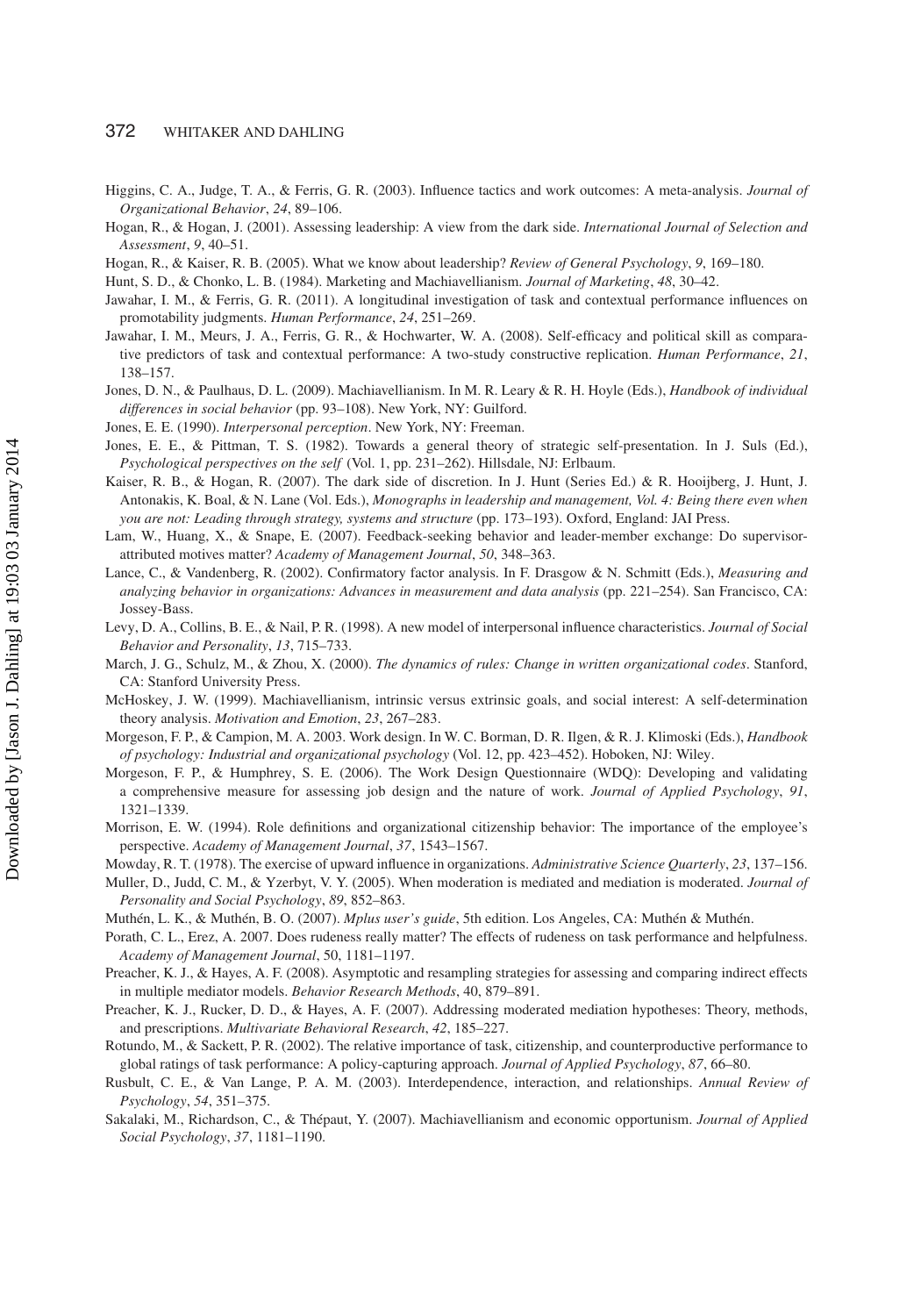Higgins, C. A., Judge, T. A., & Ferris, G. R. (2003). Influence tactics and work outcomes: A meta-analysis. *Journal of Organizational Behavior*, *24*, 89–106.

Hogan, R., & Hogan, J. (2001). Assessing leadership: A view from the dark side. *International Journal of Selection and Assessment*, *9*, 40–51.

Hogan, R., & Kaiser, R. B. (2005). What we know about leadership? *Review of General Psychology*, *9*, 169–180.

Hunt, S. D., & Chonko, L. B. (1984). Marketing and Machiavellianism. *Journal of Marketing*, *48*, 30–42.

Jawahar, I. M., & Ferris, G. R. (2011). A longitudinal investigation of task and contextual performance influences on promotability judgments. *Human Performance*, *24*, 251–269.

Jawahar, I. M., Meurs, J. A., Ferris, G. R., & Hochwarter, W. A. (2008). Self-efficacy and political skill as comparative predictors of task and contextual performance: A two-study constructive replication. *Human Performance*, *21*, 138–157.

Jones, D. N., & Paulhaus, D. L. (2009). Machiavellianism. In M. R. Leary & R. H. Hoyle (Eds.), *Handbook of individual differences in social behavior* (pp. 93–108). New York, NY: Guilford.

Jones, E. E. (1990). *Interpersonal perception*. New York, NY: Freeman.

Jones, E. E., & Pittman, T. S. (1982). Towards a general theory of strategic self-presentation. In J. Suls (Ed.), *Psychological perspectives on the self* (Vol. 1, pp. 231–262). Hillsdale, NJ: Erlbaum.

Kaiser, R. B., & Hogan, R. (2007). The dark side of discretion. In J. Hunt (Series Ed.) & R. Hooijberg, J. Hunt, J. Antonakis, K. Boal, & N. Lane (Vol. Eds.), *Monographs in leadership and management, Vol. 4: Being there even when you are not: Leading through strategy, systems and structure* (pp. 173–193). Oxford, England: JAI Press.

Lam, W., Huang, X., & Snape, E. (2007). Feedback-seeking behavior and leader-member exchange: Do supervisor-attributed motives matter? *Academy of Management Journal*, *50*, 348–363.

Lance, C., & Vandenberg, R. (2002). Confirmatory factor analysis. In F. Drasgow & N. Schmitt (Eds.), *Measuring and analyzing behavior in organizations: Advances in measurement and data analysis* (pp. 221–254). San Francisco, CA: Jossey-Bass.

Levy, D. A., Collins, B. E., & Nail, P. R. (1998). A new model of interpersonal influence characteristics. *Journal of Social Behavior and Personality*, *13*, 715–733.

March, J. G., Schulz, M., & Zhou, X. (2000). *The dynamics of rules: Change in written organizational codes*. Stanford, CA: Stanford University Press.

McHoskey, J. W. (1999). Machiavellianism, intrinsic versus extrinsic goals, and social interest: A self-determination theory analysis. *Motivation and Emotion*, *23*, 267–283.

Morgeson, F. P., & Campion, M. A. 2003. Work design. In W. C. Borman, D. R. Ilgen, & R. J. Klimoski (Eds.), *Handbook of psychology: Industrial and organizational psychology* (Vol. 12, pp. 423–452). Hoboken, NJ: Wiley.

Morgeson, F. P., & Humphrey, S. E. (2006). The Work Design Questionnaire (WDQ): Developing and validating a comprehensive measure for assessing job design and the nature of work. *Journal of Applied Psychology*, *91*, 1321–1339.

Morrison, E. W. (1994). Role definitions and organizational citizenship behavior: The importance of the employee's perspective. *Academy of Management Journal*, *37*, 1543–1567.

Mowday, R. T. (1978). The exercise of upward influence in organizations. *Administrative Science Quarterly*, *23*, 137–156.

Muller, D., Judd, C. M., & Yzerbyt, V. Y. (2005). When moderation is mediated and mediation is moderated. *Journal of Personality and Social Psychology*, *89*, 852–863.

Muthén, L. K., & Muthén, B. O. (2007). *Mplus user's guide*, 5th edition. Los Angeles, CA: Muthén & Muthén.

Porath, C. L., Erez, A. 2007. Does rudeness really matter? The effects of rudeness on task performance and helpfulness. *Academy of Management Journal*, 50, 1181–1197.

Preacher, K. J., & Hayes, A. F. (2008). Asymptotic and resampling strategies for assessing and comparing indirect effects in multiple mediator models. *Behavior Research Methods*, 40, 879–891.

Preacher, K. J., Rucker, D. D., & Hayes, A. F. (2007). Addressing moderated mediation hypotheses: Theory, methods, and prescriptions. *Multivariate Behavioral Research*, *42*, 185–227.

Rotundo, M., & Sackett, P. R. (2002). The relative importance of task, citizenship, and counterproductive performance to global ratings of task performance: A policy-capturing approach. *Journal of Applied Psychology*, *87*, 66–80.

Rusbult, C. E., & Van Lange, P. A. M. (2003). Interdependence, interaction, and relationships. *Annual Review of Psychology*, *54*, 351–375.

Sakalaki, M., Richardson, C., & Thépaut, Y. (2007). Machiavellianism and economic opportunism. *Journal of Applied Social Psychology*, *37*, 1181–1190.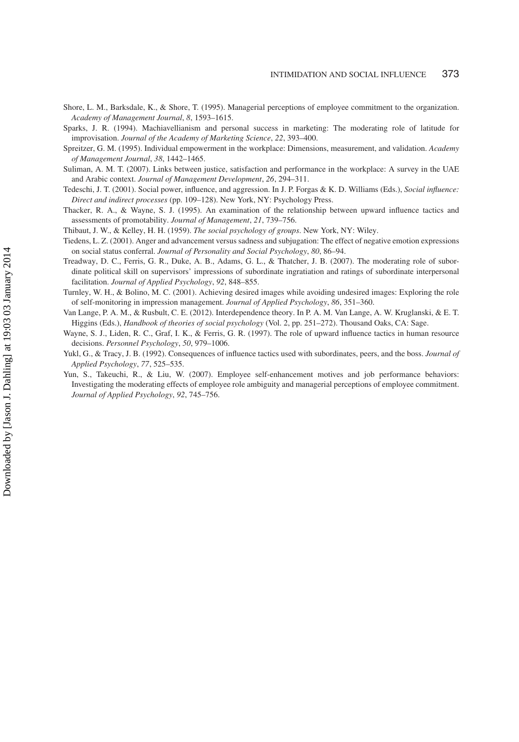Shore, L. M., Barksdale, K., & Shore, T. (1995). Managerial perceptions of employee commitment to the organization. *Academy of Management Journal*, *8*, 1593–1615.

Sparks, J. R. (1994). Machiavellianism and personal success in marketing: The moderating role of latitude for improvisation. *Journal of the Academy of Marketing Science*, *22*, 393–400.

Spreitzer, G. M. (1995). Individual empowerment in the workplace: Dimensions, measurement, and validation. *Academy of Management Journal*, *38*, 1442–1465.

Suliman, A. M. T. (2007). Links between justice, satisfaction and performance in the workplace: A survey in the UAE and Arabic context. *Journal of Management Development*, *26*, 294–311.

Tedeschi, J. T. (2001). Social power, influence, and aggression. In J. P. Forgas & K. D. Williams (Eds.), *Social influence: Direct and indirect processes* (pp. 109–128). New York, NY: Psychology Press.

Thacker, R. A., & Wayne, S. J. (1995). An examination of the relationship between upward influence tactics and assessments of promotability. *Journal of Management*, *21*, 739–756.

Thibaut, J. W., & Kelley, H. H. (1959). *The social psychology of groups*. New York, NY: Wiley.

Tiedens, L. Z. (2001). Anger and advancement versus sadness and subjugation: The effect of negative emotion expressions on social status conferral. *Journal of Personality and Social Psychology*, *80*, 86–94.

Treadway, D. C., Ferris, G. R., Duke, A. B., Adams, G. L., & Thatcher, J. B. (2007). The moderating role of subordinate political skill on supervisors' impressions of subordinate ingratiation and ratings of subordinate interpersonal facilitation. *Journal of Applied Psychology*, *92*, 848–855.

Turnley, W. H., & Bolino, M. C. (2001). Achieving desired images while avoiding undesired images: Exploring the role of self-monitoring in impression management. *Journal of Applied Psychology*, *86*, 351–360.

Van Lange, P. A. M., & Rusbult, C. E. (2012). Interdependence theory. In P. A. M. Van Lange, A. W. Kruglanski, & E. T. Higgins (Eds.), *Handbook of theories of social psychology* (Vol. 2, pp. 251–272). Thousand Oaks, CA: Sage.

Wayne, S. J., Liden, R. C., Graf, I. K., & Ferris, G. R. (1997). The role of upward influence tactics in human resource decisions. *Personnel Psychology*, *50*, 979–1006.

Yukl, G., & Tracy, J. B. (1992). Consequences of influence tactics used with subordinates, peers, and the boss. *Journal of Applied Psychology*, *77*, 525–535.

Yun, S., Takeuchi, R., & Liu, W. (2007). Employee self-enhancement motives and job performance behaviors: Investigating the moderating effects of employee role ambiguity and managerial perceptions of employee commitment. *Journal of Applied Psychology*, *92*, 745–756.